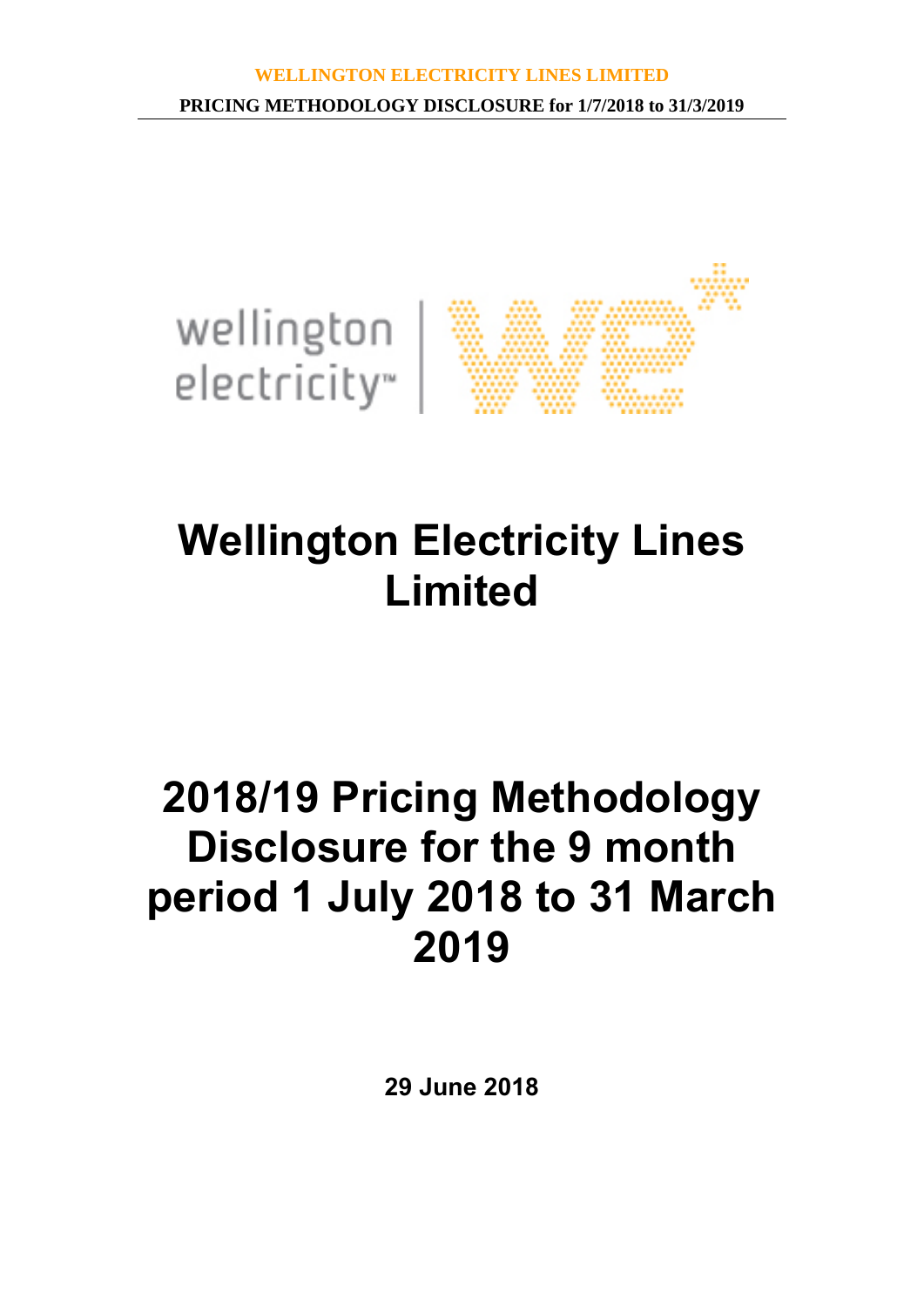# Wellington Electricity Lines Limited

# 2018/19 Pricing Methodology Disclosure for the 9 month period 1 July 2018 to 31 March 2019

**29 June 2018**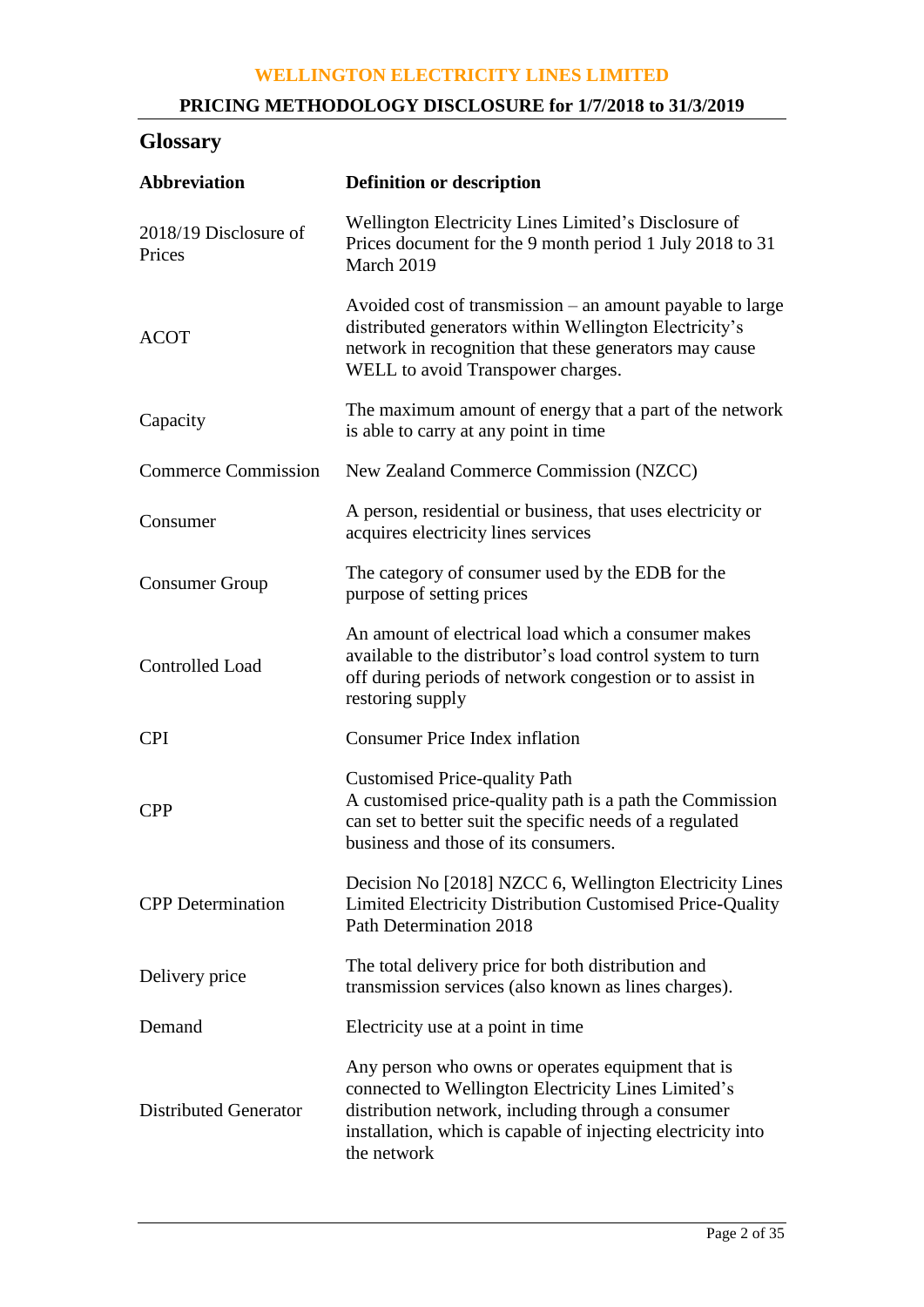## Glossary

| Abbreviation | Definition or description |
| --- | --- |
| 2018/19 Disclosure of Prices | Wellington Electricity Lines Limited's Disclosure of Prices document for the 9 month period 1 July 2018 to 31 March 2019 |
| ACOT | Avoided cost of transmission – an amount payable to large distributed generators within Wellington Electricity's network in recognition that these generators may cause WELL to avoid Transpower charges. |
| Capacity | The maximum amount of energy that a part of the network is able to carry at any point in time |
| Commerce Commission | New Zealand Commerce Commission (NZCC) |
| Consumer | A person, residential or business, that uses electricity or acquires electricity lines services |
| Consumer Group | The category of consumer used by the EDB for the purpose of setting prices |
| Controlled Load | An amount of electrical load which a consumer makes available to the distributor's load control system to turn off during periods of network congestion or to assist in restoring supply |
| CPI | Consumer Price Index inflation |
| CPP | Customised Price-quality Path<br>A customised price-quality path is a path the Commission can set to better suit the specific needs of a regulated business and those of its consumers. |
| CPP Determination | Decision No [2018] NZCC 6, Wellington Electricity Lines Limited Electricity Distribution Customised Price-Quality Path Determination 2018 |
| Delivery price | The total delivery price for both distribution and transmission services (also known as lines charges). |
| Demand | Electricity use at a point in time |
| Distributed Generator | Any person who owns or operates equipment that is connected to Wellington Electricity Lines Limited's distribution network, including through a consumer installation, which is capable of injecting electricity into the network |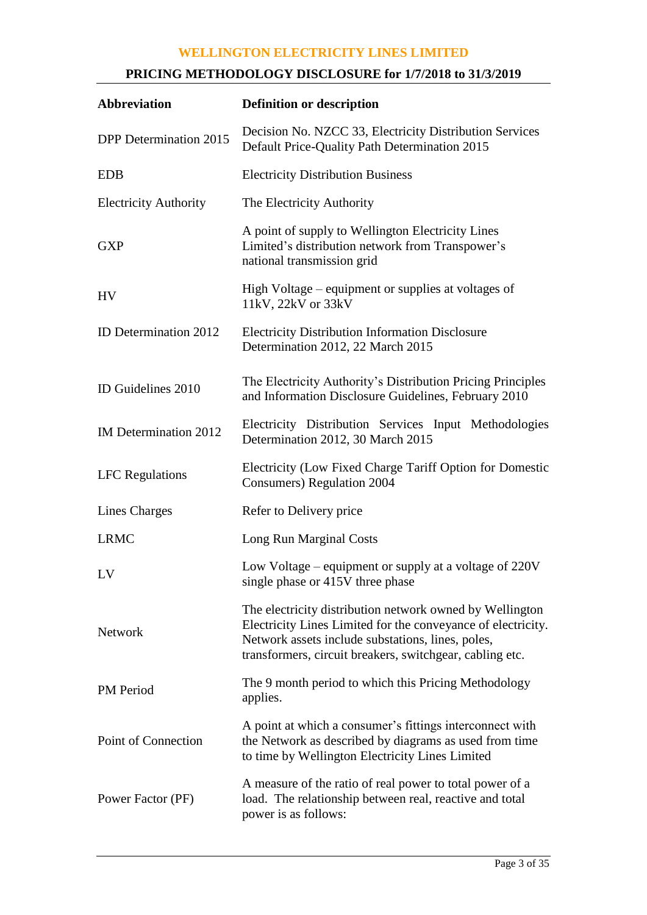| Abbreviation | Definition or description |
|---|---|
| DPP Determination 2015 | Decision No. NZCC 33, Electricity Distribution Services Default Price-Quality Path Determination 2015 |
| EDB | Electricity Distribution Business |
| Electricity Authority | The Electricity Authority |
| GXP | A point of supply to Wellington Electricity Lines Limited's distribution network from Transpower's national transmission grid |
| HV | High Voltage – equipment or supplies at voltages of 11kV, 22kV or 33kV |
| ID Determination 2012 | Electricity Distribution Information Disclosure Determination 2012, 22 March 2015 |
| ID Guidelines 2010 | The Electricity Authority's Distribution Pricing Principles and Information Disclosure Guidelines, February 2010 |
| IM Determination 2012 | Electricity Distribution Services Input Methodologies Determination 2012, 30 March 2015 |
| LFC Regulations | Electricity (Low Fixed Charge Tariff Option for Domestic Consumers) Regulation 2004 |
| Lines Charges | Refer to Delivery price |
| LRMC | Long Run Marginal Costs |
| LV | Low Voltage – equipment or supply at a voltage of 220V single phase or 415V three phase |
| Network | The electricity distribution network owned by Wellington Electricity Lines Limited for the conveyance of electricity. Network assets include substations, lines, poles, transformers, circuit breakers, switchgear, cabling etc. |
| PM Period | The 9 month period to which this Pricing Methodology applies. |
| Point of Connection | A point at which a consumer's fittings interconnect with the Network as described by diagrams as used from time to time by Wellington Electricity Lines Limited |
| Power Factor (PF) | A measure of the ratio of real power to total power of a load. The relationship between real, reactive and total power is as follows: |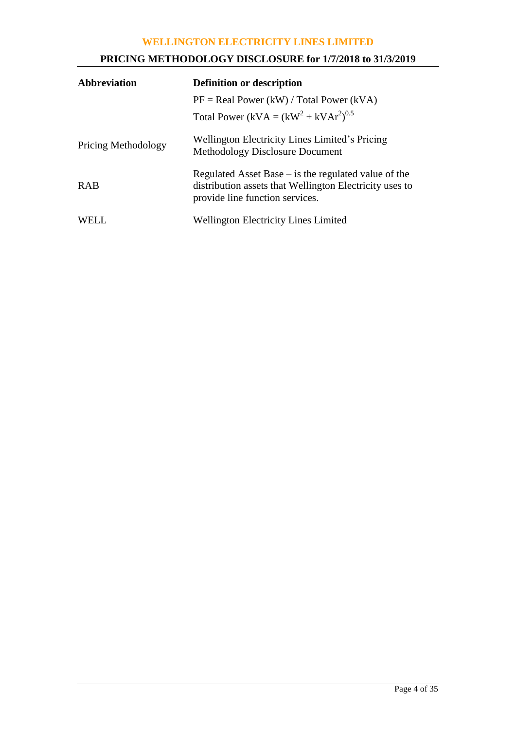| Abbreviation | Definition or description |
|---|---|
| | PF = Real Power (kW) / Total Power (kVA)<br>Total Power (kVA = $(kW^2 + kVAr^2)^{0.5}$ |
| Pricing Methodology | Wellington Electricity Lines Limited's Pricing Methodology Disclosure Document |
| RAB | Regulated Asset Base – is the regulated value of the distribution assets that Wellington Electricity uses to provide line function services. |
| WELL | Wellington Electricity Lines Limited |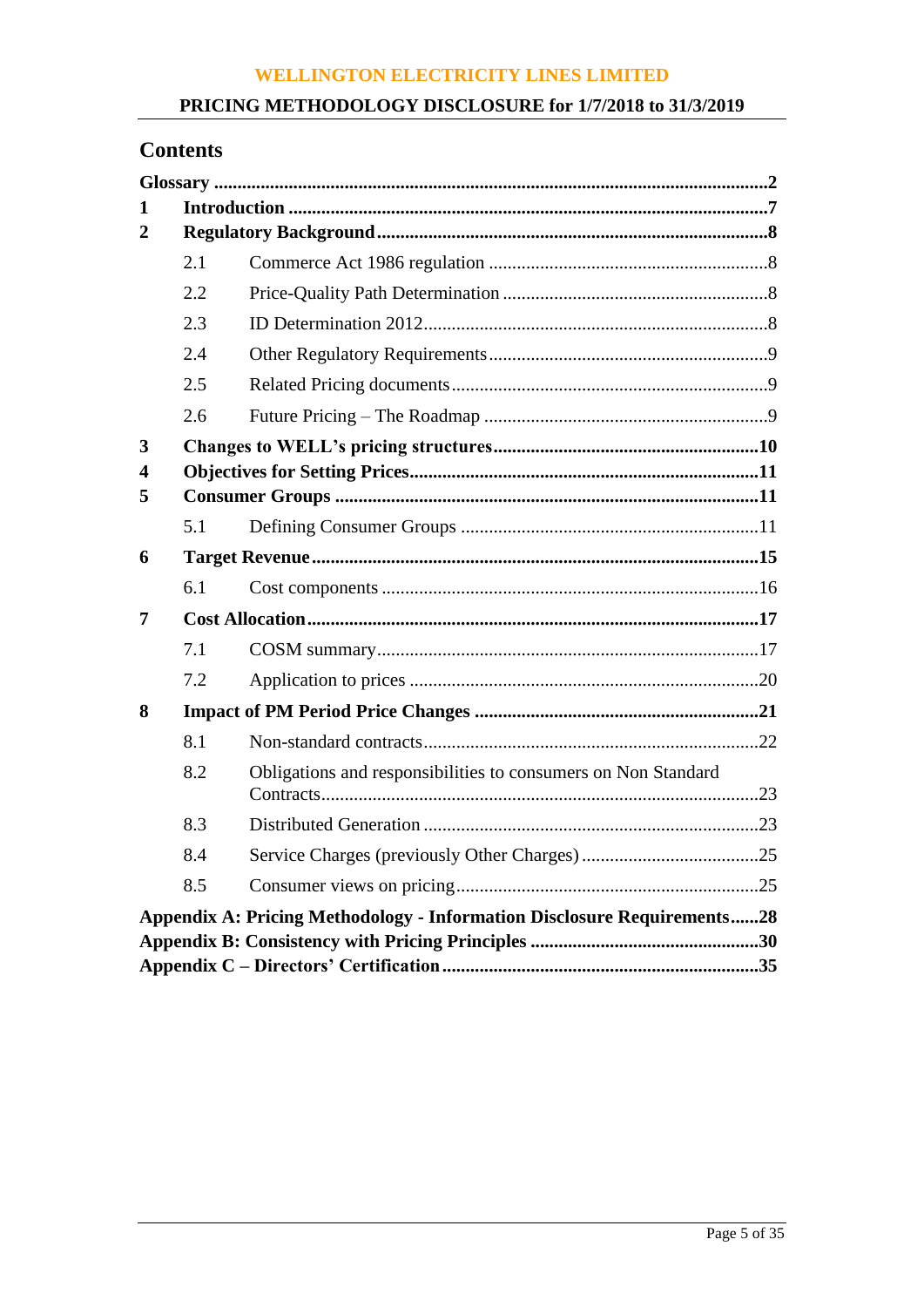## Contents

**Glossary** .......... **2**

**1 Introduction** .......... **7**

**2 Regulatory Background** .......... **8**

- 2.1 Commerce Act 1986 regulation .......... 8
- 2.2 Price-Quality Path Determination .......... 8
- 2.3 ID Determination 2012 .......... 8
- 2.4 Other Regulatory Requirements .......... 9
- 2.5 Related Pricing documents .......... 9
- 2.6 Future Pricing – The Roadmap .......... 9

**3 Changes to WELL's pricing structures** .......... **10**

**4 Objectives for Setting Prices** .......... **11**

**5 Consumer Groups** .......... **11**

- 5.1 Defining Consumer Groups .......... 11

**6 Target Revenue** .......... **15**

- 6.1 Cost components .......... 16

**7 Cost Allocation** .......... **17**

- 7.1 COSM summary .......... 17
- 7.2 Application to prices .......... 20

**8 Impact of PM Period Price Changes** .......... **21**

- 8.1 Non-standard contracts .......... 22
- 8.2 Obligations and responsibilities to consumers on Non Standard Contracts .......... 23
- 8.3 Distributed Generation .......... 23
- 8.4 Service Charges (previously Other Charges) .......... 25
- 8.5 Consumer views on pricing .......... 25

**Appendix A: Pricing Methodology - Information Disclosure Requirements** .......... **28**

**Appendix B: Consistency with Pricing Principles** .......... **30**

**Appendix C – Directors' Certification** .......... **35**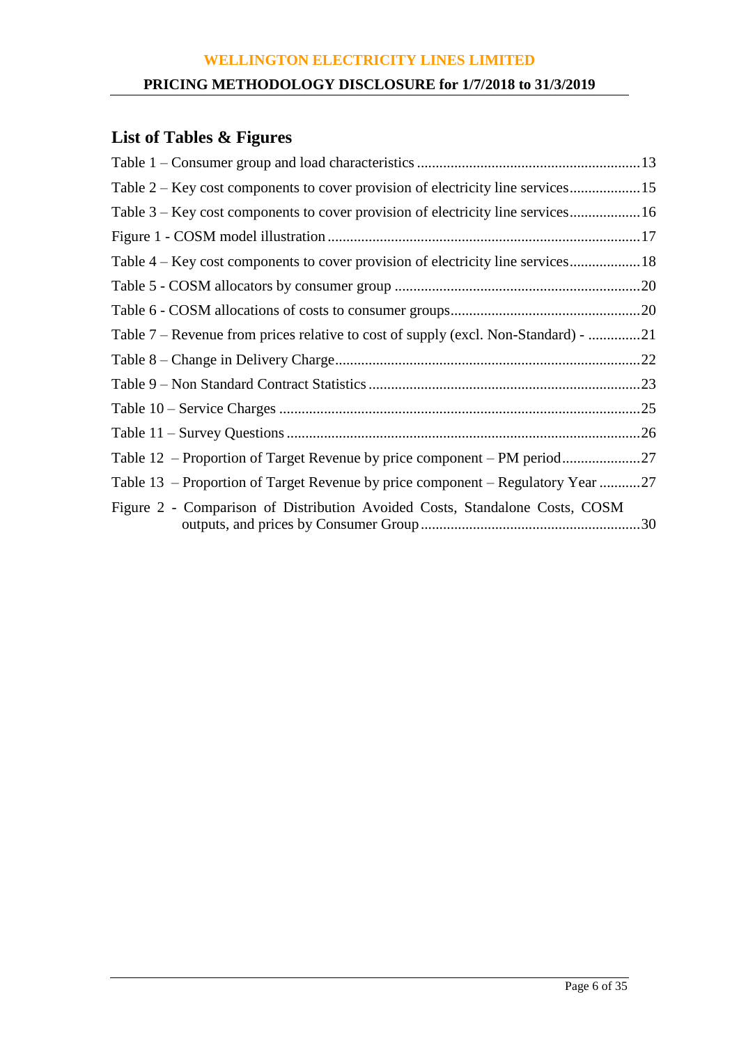## List of Tables & Figures

Table 1 – Consumer group and load characteristics ............................................................13

Table 2 – Key cost components to cover provision of electricity line services...................15

Table 3 – Key cost components to cover provision of electricity line services...................16

Figure 1 - COSM model illustration ....................................................................................17

Table 4 – Key cost components to cover provision of electricity line services...................18

Table 5 - COSM allocators by consumer group ..................................................................20

Table 6 - COSM allocations of costs to consumer groups...................................................20

Table 7 – Revenue from prices relative to cost of supply (excl. Non-Standard) - ..............21

Table 8 – Change in Delivery Charge..................................................................................22

Table 9 – Non Standard Contract Statistics .........................................................................23

Table 10 – Service Charges .................................................................................................25

Table 11 – Survey Questions ...............................................................................................26

Table 12 – Proportion of Target Revenue by price component – PM period.....................27

Table 13 – Proportion of Target Revenue by price component – Regulatory Year ...........27

Figure 2 - Comparison of Distribution Avoided Costs, Standalone Costs, COSM outputs, and prices by Consumer Group...........................................................30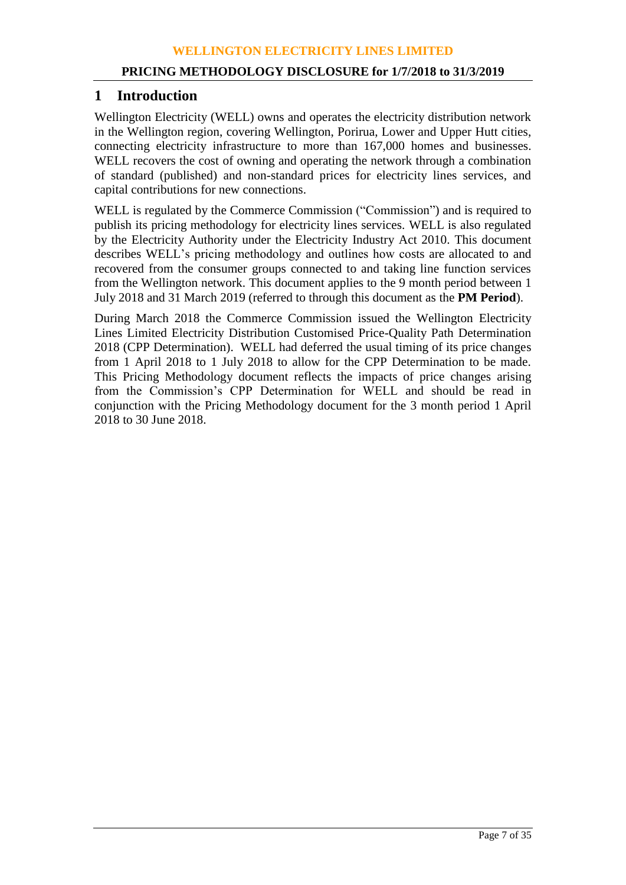# 1 Introduction

Wellington Electricity (WELL) owns and operates the electricity distribution network in the Wellington region, covering Wellington, Porirua, Lower and Upper Hutt cities, connecting electricity infrastructure to more than 167,000 homes and businesses. WELL recovers the cost of owning and operating the network through a combination of standard (published) and non-standard prices for electricity lines services, and capital contributions for new connections.

WELL is regulated by the Commerce Commission ("Commission") and is required to publish its pricing methodology for electricity lines services. WELL is also regulated by the Electricity Authority under the Electricity Industry Act 2010. This document describes WELL's pricing methodology and outlines how costs are allocated to and recovered from the consumer groups connected to and taking line function services from the Wellington network. This document applies to the 9 month period between 1 July 2018 and 31 March 2019 (referred to through this document as the **PM Period**).

During March 2018 the Commerce Commission issued the Wellington Electricity Lines Limited Electricity Distribution Customised Price-Quality Path Determination 2018 (CPP Determination). WELL had deferred the usual timing of its price changes from 1 April 2018 to 1 July 2018 to allow for the CPP Determination to be made. This Pricing Methodology document reflects the impacts of price changes arising from the Commission's CPP Determination for WELL and should be read in conjunction with the Pricing Methodology document for the 3 month period 1 April 2018 to 30 June 2018.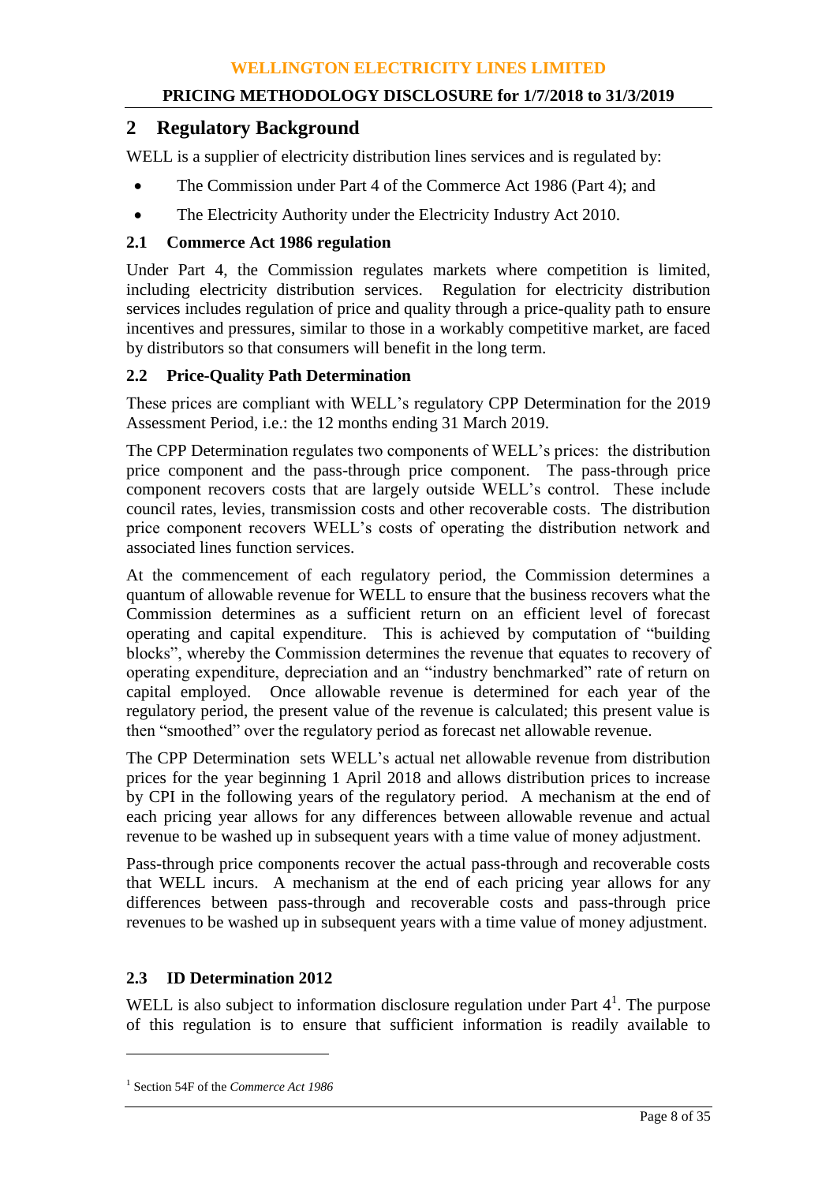## 2 Regulatory Background

WELL is a supplier of electricity distribution lines services and is regulated by:

- The Commission under Part 4 of the Commerce Act 1986 (Part 4); and
- The Electricity Authority under the Electricity Industry Act 2010.

### 2.1 Commerce Act 1986 regulation

Under Part 4, the Commission regulates markets where competition is limited, including electricity distribution services. Regulation for electricity distribution services includes regulation of price and quality through a price-quality path to ensure incentives and pressures, similar to those in a workably competitive market, are faced by distributors so that consumers will benefit in the long term.

### 2.2 Price-Quality Path Determination

These prices are compliant with WELL's regulatory CPP Determination for the 2019 Assessment Period, i.e.: the 12 months ending 31 March 2019.

The CPP Determination regulates two components of WELL's prices: the distribution price component and the pass-through price component. The pass-through price component recovers costs that are largely outside WELL's control. These include council rates, levies, transmission costs and other recoverable costs. The distribution price component recovers WELL's costs of operating the distribution network and associated lines function services.

At the commencement of each regulatory period, the Commission determines a quantum of allowable revenue for WELL to ensure that the business recovers what the Commission determines as a sufficient return on an efficient level of forecast operating and capital expenditure. This is achieved by computation of "building blocks", whereby the Commission determines the revenue that equates to recovery of operating expenditure, depreciation and an "industry benchmarked" rate of return on capital employed. Once allowable revenue is determined for each year of the regulatory period, the present value of the revenue is calculated; this present value is then "smoothed" over the regulatory period as forecast net allowable revenue.

The CPP Determination sets WELL's actual net allowable revenue from distribution prices for the year beginning 1 April 2018 and allows distribution prices to increase by CPI in the following years of the regulatory period. A mechanism at the end of each pricing year allows for any differences between allowable revenue and actual revenue to be washed up in subsequent years with a time value of money adjustment.

Pass-through price components recover the actual pass-through and recoverable costs that WELL incurs. A mechanism at the end of each pricing year allows for any differences between pass-through and recoverable costs and pass-through price revenues to be washed up in subsequent years with a time value of money adjustment.

### 2.3 ID Determination 2012

WELL is also subject to information disclosure regulation under Part 4[1]. The purpose of this regulation is to ensure that sufficient information is readily available to

---

[1] Section 54F of the *Commerce Act 1986*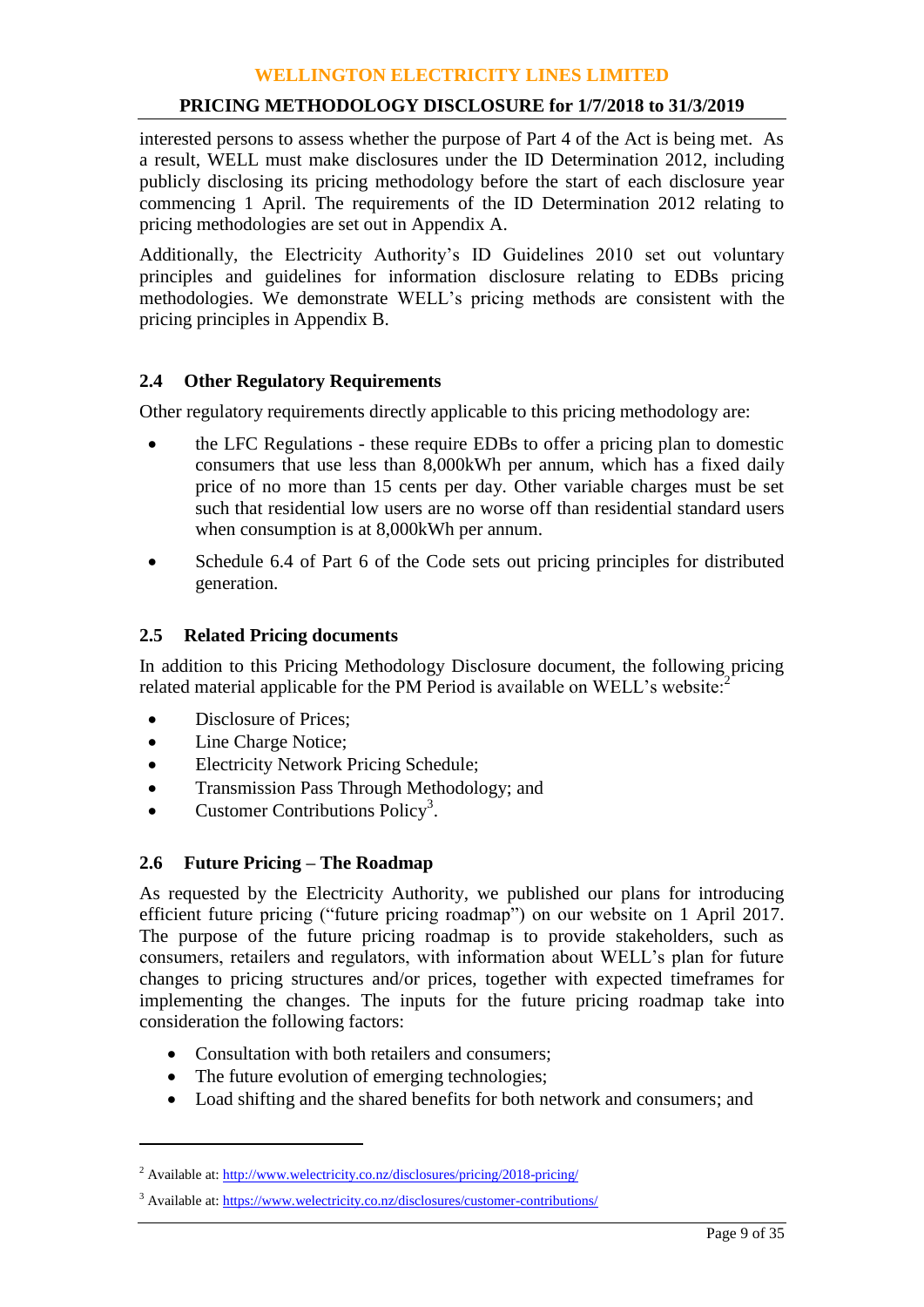interested persons to assess whether the purpose of Part 4 of the Act is being met. As a result, WELL must make disclosures under the ID Determination 2012, including publicly disclosing its pricing methodology before the start of each disclosure year commencing 1 April. The requirements of the ID Determination 2012 relating to pricing methodologies are set out in Appendix A.

Additionally, the Electricity Authority's ID Guidelines 2010 set out voluntary principles and guidelines for information disclosure relating to EDBs pricing methodologies. We demonstrate WELL's pricing methods are consistent with the pricing principles in Appendix B.

## 2.4 Other Regulatory Requirements

Other regulatory requirements directly applicable to this pricing methodology are:

- the LFC Regulations - these require EDBs to offer a pricing plan to domestic consumers that use less than 8,000kWh per annum, which has a fixed daily price of no more than 15 cents per day. Other variable charges must be set such that residential low users are no worse off than residential standard users when consumption is at 8,000kWh per annum.
- Schedule 6.4 of Part 6 of the Code sets out pricing principles for distributed generation.

## 2.5 Related Pricing documents

In addition to this Pricing Methodology Disclosure document, the following pricing related material applicable for the PM Period is available on WELL's website:[2]

- Disclosure of Prices;
- Line Charge Notice;
- Electricity Network Pricing Schedule;
- Transmission Pass Through Methodology; and
- Customer Contributions Policy[3].

## 2.6 Future Pricing – The Roadmap

As requested by the Electricity Authority, we published our plans for introducing efficient future pricing ("future pricing roadmap") on our website on 1 April 2017. The purpose of the future pricing roadmap is to provide stakeholders, such as consumers, retailers and regulators, with information about WELL's plan for future changes to pricing structures and/or prices, together with expected timeframes for implementing the changes. The inputs for the future pricing roadmap take into consideration the following factors:

- Consultation with both retailers and consumers;
- The future evolution of emerging technologies;
- Load shifting and the shared benefits for both network and consumers; and

---

[2] Available at: http://www.welectricity.co.nz/disclosures/pricing/2018-pricing/

[3] Available at: https://www.welectricity.co.nz/disclosures/customer-contributions/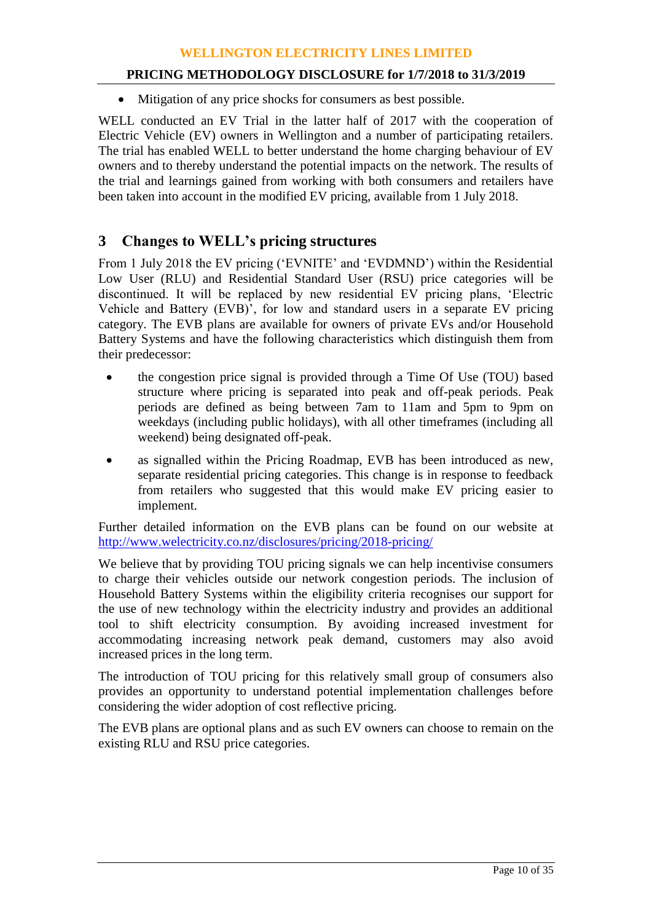- Mitigation of any price shocks for consumers as best possible.

WELL conducted an EV Trial in the latter half of 2017 with the cooperation of Electric Vehicle (EV) owners in Wellington and a number of participating retailers. The trial has enabled WELL to better understand the home charging behaviour of EV owners and to thereby understand the potential impacts on the network. The results of the trial and learnings gained from working with both consumers and retailers have been taken into account in the modified EV pricing, available from 1 July 2018.

# 3 Changes to WELL's pricing structures

From 1 July 2018 the EV pricing ('EVNITE' and 'EVDMND') within the Residential Low User (RLU) and Residential Standard User (RSU) price categories will be discontinued. It will be replaced by new residential EV pricing plans, 'Electric Vehicle and Battery (EVB)', for low and standard users in a separate EV pricing category. The EVB plans are available for owners of private EVs and/or Household Battery Systems and have the following characteristics which distinguish them from their predecessor:

- the congestion price signal is provided through a Time Of Use (TOU) based structure where pricing is separated into peak and off-peak periods. Peak periods are defined as being between 7am to 11am and 5pm to 9pm on weekdays (including public holidays), with all other timeframes (including all weekend) being designated off-peak.
- as signalled within the Pricing Roadmap, EVB has been introduced as new, separate residential pricing categories. This change is in response to feedback from retailers who suggested that this would make EV pricing easier to implement.

Further detailed information on the EVB plans can be found on our website at http://www.welectricity.co.nz/disclosures/pricing/2018-pricing/

We believe that by providing TOU pricing signals we can help incentivise consumers to charge their vehicles outside our network congestion periods. The inclusion of Household Battery Systems within the eligibility criteria recognises our support for the use of new technology within the electricity industry and provides an additional tool to shift electricity consumption. By avoiding increased investment for accommodating increasing network peak demand, customers may also avoid increased prices in the long term.

The introduction of TOU pricing for this relatively small group of consumers also provides an opportunity to understand potential implementation challenges before considering the wider adoption of cost reflective pricing.

The EVB plans are optional plans and as such EV owners can choose to remain on the existing RLU and RSU price categories.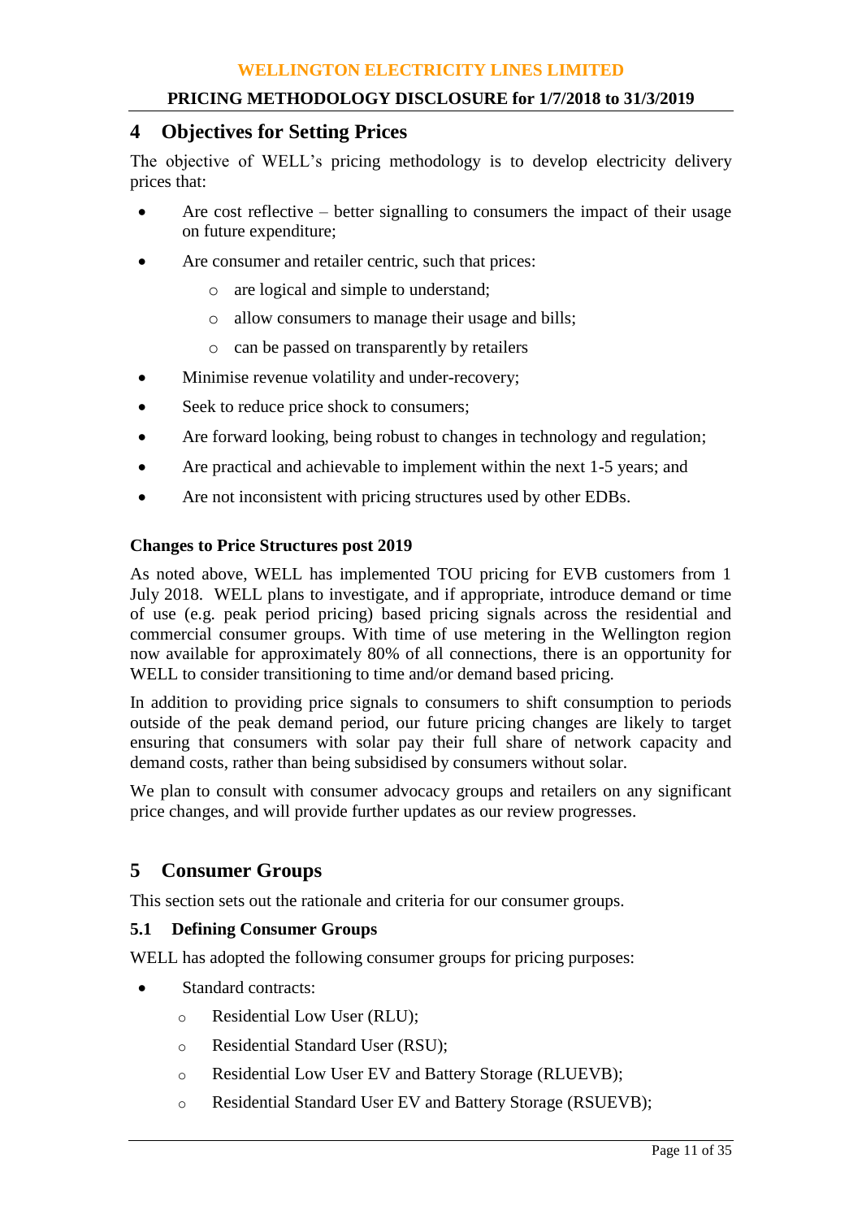# 4 Objectives for Setting Prices

The objective of WELL's pricing methodology is to develop electricity delivery prices that:

- Are cost reflective – better signalling to consumers the impact of their usage on future expenditure;
- Are consumer and retailer centric, such that prices:
  - are logical and simple to understand;
  - allow consumers to manage their usage and bills;
  - can be passed on transparently by retailers
- Minimise revenue volatility and under-recovery;
- Seek to reduce price shock to consumers;
- Are forward looking, being robust to changes in technology and regulation;
- Are practical and achievable to implement within the next 1-5 years; and
- Are not inconsistent with pricing structures used by other EDBs.

**Changes to Price Structures post 2019**

As noted above, WELL has implemented TOU pricing for EVB customers from 1 July 2018. WELL plans to investigate, and if appropriate, introduce demand or time of use (e.g. peak period pricing) based pricing signals across the residential and commercial consumer groups. With time of use metering in the Wellington region now available for approximately 80% of all connections, there is an opportunity for WELL to consider transitioning to time and/or demand based pricing.

In addition to providing price signals to consumers to shift consumption to periods outside of the peak demand period, our future pricing changes are likely to target ensuring that consumers with solar pay their full share of network capacity and demand costs, rather than being subsidised by consumers without solar.

We plan to consult with consumer advocacy groups and retailers on any significant price changes, and will provide further updates as our review progresses.

# 5 Consumer Groups

This section sets out the rationale and criteria for our consumer groups.

## 5.1 Defining Consumer Groups

WELL has adopted the following consumer groups for pricing purposes:

- Standard contracts:
  - Residential Low User (RLU);
  - Residential Standard User (RSU);
  - Residential Low User EV and Battery Storage (RLUEVB);
  - Residential Standard User EV and Battery Storage (RSUEVB);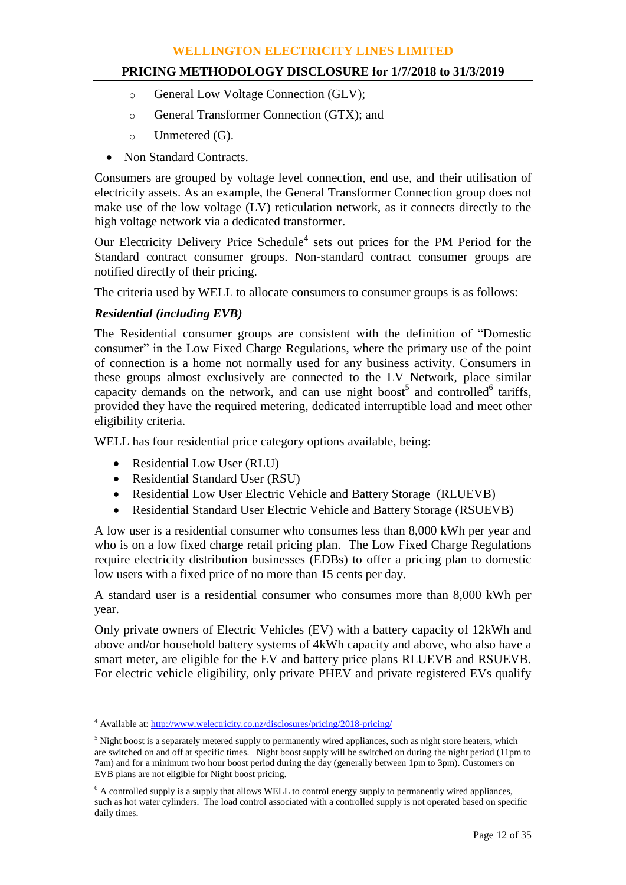- General Low Voltage Connection (GLV);
  - General Transformer Connection (GTX); and
  - Unmetered (G).
- Non Standard Contracts.

Consumers are grouped by voltage level connection, end use, and their utilisation of electricity assets. As an example, the General Transformer Connection group does not make use of the low voltage (LV) reticulation network, as it connects directly to the high voltage network via a dedicated transformer.

Our Electricity Delivery Price Schedule[4] sets out prices for the PM Period for the Standard contract consumer groups. Non-standard contract consumer groups are notified directly of their pricing.

The criteria used by WELL to allocate consumers to consumer groups is as follows:

***Residential (including EVB)***

The Residential consumer groups are consistent with the definition of "Domestic consumer" in the Low Fixed Charge Regulations, where the primary use of the point of connection is a home not normally used for any business activity. Consumers in these groups almost exclusively are connected to the LV Network, place similar capacity demands on the network, and can use night boost[5] and controlled[6] tariffs, provided they have the required metering, dedicated interruptible load and meet other eligibility criteria.

WELL has four residential price category options available, being:

- Residential Low User (RLU)
- Residential Standard User (RSU)
- Residential Low User Electric Vehicle and Battery Storage (RLUEVB)
- Residential Standard User Electric Vehicle and Battery Storage (RSUEVB)

A low user is a residential consumer who consumes less than 8,000 kWh per year and who is on a low fixed charge retail pricing plan. The Low Fixed Charge Regulations require electricity distribution businesses (EDBs) to offer a pricing plan to domestic low users with a fixed price of no more than 15 cents per day.

A standard user is a residential consumer who consumes more than 8,000 kWh per year.

Only private owners of Electric Vehicles (EV) with a battery capacity of 12kWh and above and/or household battery systems of 4kWh capacity and above, who also have a smart meter, are eligible for the EV and battery price plans RLUEVB and RSUEVB. For electric vehicle eligibility, only private PHEV and private registered EVs qualify

---

[4] Available at: http://www.welectricity.co.nz/disclosures/pricing/2018-pricing/

[5] Night boost is a separately metered supply to permanently wired appliances, such as night store heaters, which are switched on and off at specific times. Night boost supply will be switched on during the night period (11pm to 7am) and for a minimum two hour boost period during the day (generally between 1pm to 3pm). Customers on EVB plans are not eligible for Night boost pricing.

[6] A controlled supply is a supply that allows WELL to control energy supply to permanently wired appliances, such as hot water cylinders. The load control associated with a controlled supply is not operated based on specific daily times.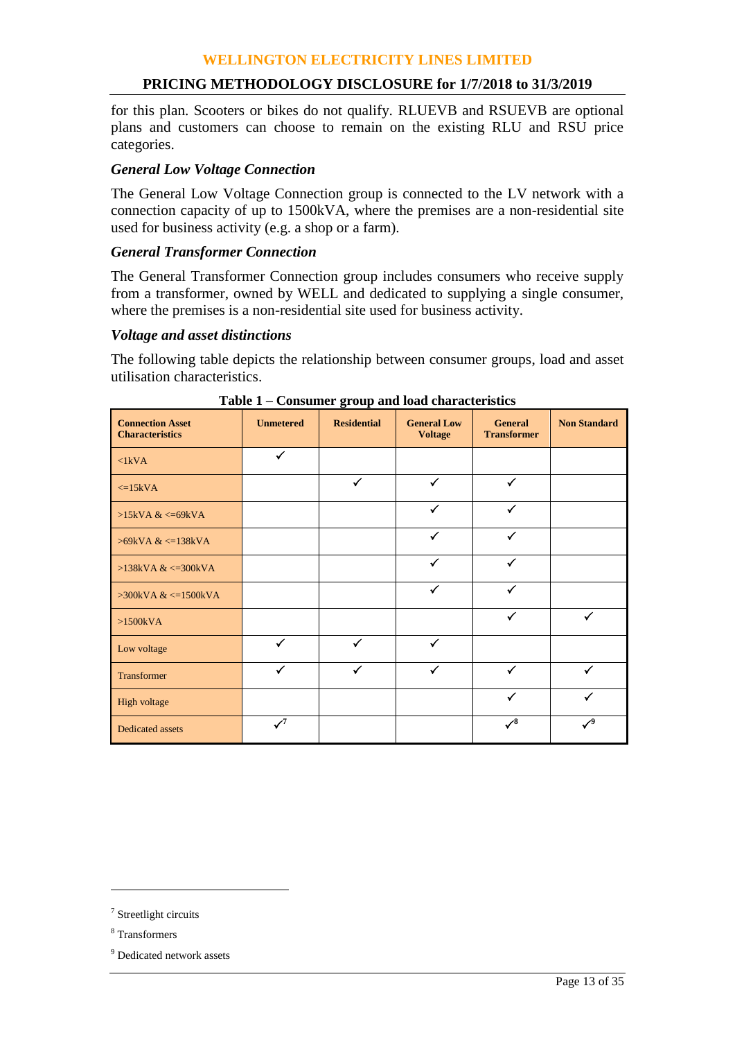for this plan. Scooters or bikes do not qualify. RLUEVB and RSUEVB are optional plans and customers can choose to remain on the existing RLU and RSU price categories.

### *General Low Voltage Connection*

The General Low Voltage Connection group is connected to the LV network with a connection capacity of up to 1500kVA, where the premises are a non-residential site used for business activity (e.g. a shop or a farm).

### *General Transformer Connection*

The General Transformer Connection group includes consumers who receive supply from a transformer, owned by WELL and dedicated to supplying a single consumer, where the premises is a non-residential site used for business activity.

### *Voltage and asset distinctions*

The following table depicts the relationship between consumer groups, load and asset utilisation characteristics.

**Table 1 – Consumer group and load characteristics**

| Connection Asset Characteristics | Unmetered | Residential | General Low Voltage | General Transformer | Non Standard |
|---|---|---|---|---|---|
| <1kVA | ✓ | | | | |
| <=15kVA | | ✓ | ✓ | ✓ | |
| >15kVA & <=69kVA | | | ✓ | ✓ | |
| >69kVA & <=138kVA | | | ✓ | ✓ | |
| >138kVA & <=300kVA | | | ✓ | ✓ | |
| >300kVA & <=1500kVA | | | ✓ | ✓ | |
| >1500kVA | | | | ✓ | ✓ |
| Low voltage | ✓ | ✓ | ✓ | | |
| Transformer | ✓ | ✓ | ✓ | ✓ | ✓ |
| High voltage | | | | ✓ | ✓ |
| Dedicated assets | ✓[7] | | | ✓[8] | ✓[9] |

[7] Streetlight circuits

[8] Transformers

[9] Dedicated network assets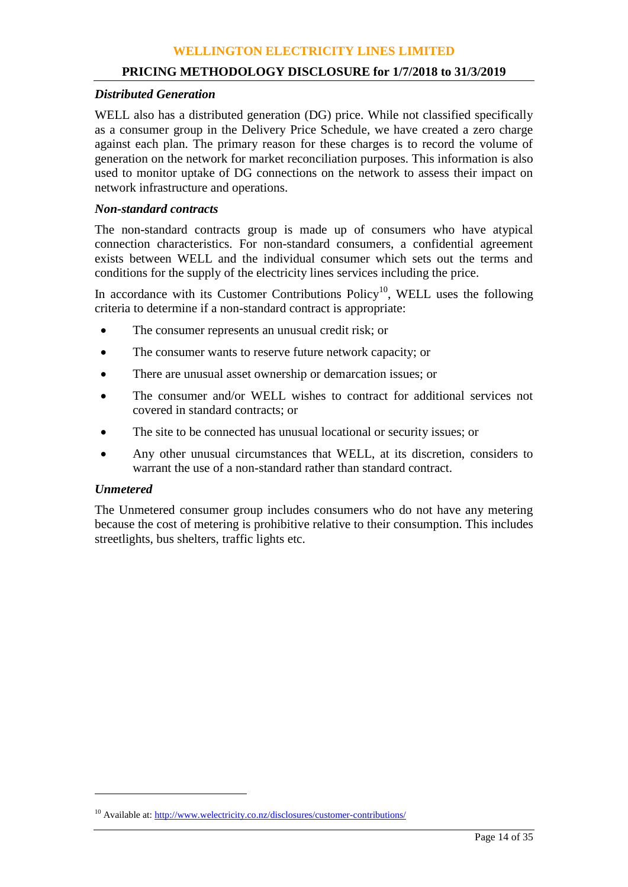### *Distributed Generation*

WELL also has a distributed generation (DG) price. While not classified specifically as a consumer group in the Delivery Price Schedule, we have created a zero charge against each plan. The primary reason for these charges is to record the volume of generation on the network for market reconciliation purposes. This information is also used to monitor uptake of DG connections on the network to assess their impact on network infrastructure and operations.

### *Non-standard contracts*

The non-standard contracts group is made up of consumers who have atypical connection characteristics. For non-standard consumers, a confidential agreement exists between WELL and the individual consumer which sets out the terms and conditions for the supply of the electricity lines services including the price.

In accordance with its Customer Contributions Policy[10], WELL uses the following criteria to determine if a non-standard contract is appropriate:

- The consumer represents an unusual credit risk; or
- The consumer wants to reserve future network capacity; or
- There are unusual asset ownership or demarcation issues; or
- The consumer and/or WELL wishes to contract for additional services not covered in standard contracts; or
- The site to be connected has unusual locational or security issues; or
- Any other unusual circumstances that WELL, at its discretion, considers to warrant the use of a non-standard rather than standard contract.

### *Unmetered*

The Unmetered consumer group includes consumers who do not have any metering because the cost of metering is prohibitive relative to their consumption. This includes streetlights, bus shelters, traffic lights etc.

---

[10] Available at: http://www.welectricity.co.nz/disclosures/customer-contributions/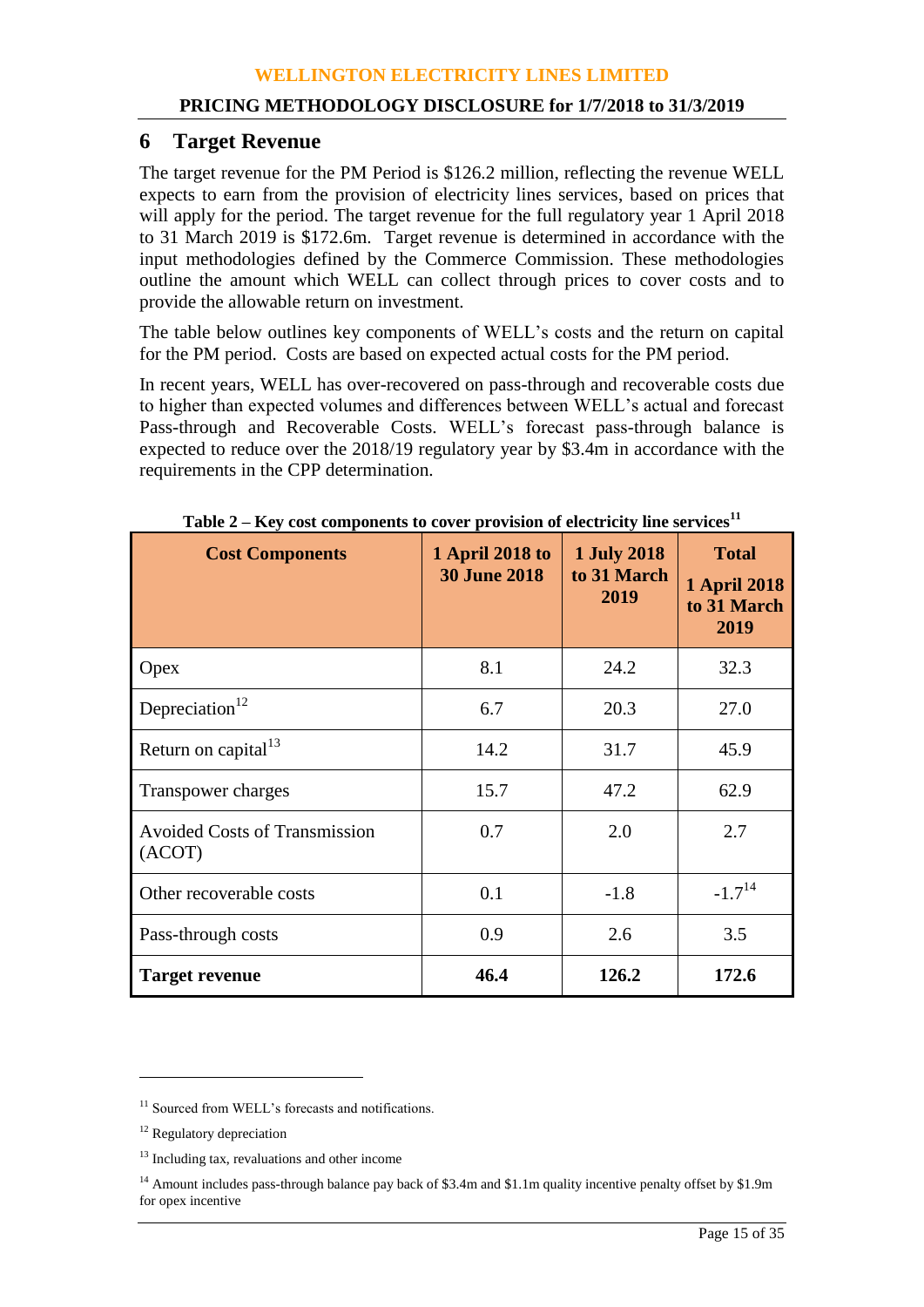## 6 Target Revenue

The target revenue for the PM Period is $126.2 million, reflecting the revenue WELL expects to earn from the provision of electricity lines services, based on prices that will apply for the period. The target revenue for the full regulatory year 1 April 2018 to 31 March 2019 is $172.6m. Target revenue is determined in accordance with the input methodologies defined by the Commerce Commission. These methodologies outline the amount which WELL can collect through prices to cover costs and to provide the allowable return on investment.

The table below outlines key components of WELL's costs and the return on capital for the PM period. Costs are based on expected actual costs for the PM period.

In recent years, WELL has over-recovered on pass-through and recoverable costs due to higher than expected volumes and differences between WELL's actual and forecast Pass-through and Recoverable Costs. WELL's forecast pass-through balance is expected to reduce over the 2018/19 regulatory year by $3.4m in accordance with the requirements in the CPP determination.

**Table 2 – Key cost components to cover provision of electricity line services[11]**

| Cost Components | 1 April 2018 to 30 June 2018 | 1 July 2018 to 31 March 2019 | Total 1 April 2018 to 31 March 2019 |
|---|---|---|---|
| Opex | 8.1 | 24.2 | 32.3 |
| Depreciation[12] | 6.7 | 20.3 | 27.0 |
| Return on capital[13] | 14.2 | 31.7 | 45.9 |
| Transpower charges | 15.7 | 47.2 | 62.9 |
| Avoided Costs of Transmission (ACOT) | 0.7 | 2.0 | 2.7 |
| Other recoverable costs | 0.1 | -1.8 | -1.7[14] |
| Pass-through costs | 0.9 | 2.6 | 3.5 |
| **Target revenue** | **46.4** | **126.2** | **172.6** |

---

[11] Sourced from WELL's forecasts and notifications.

[12] Regulatory depreciation

[13] Including tax, revaluations and other income

[14] Amount includes pass-through balance pay back of $3.4m and $1.1m quality incentive penalty offset by $1.9m for opex incentive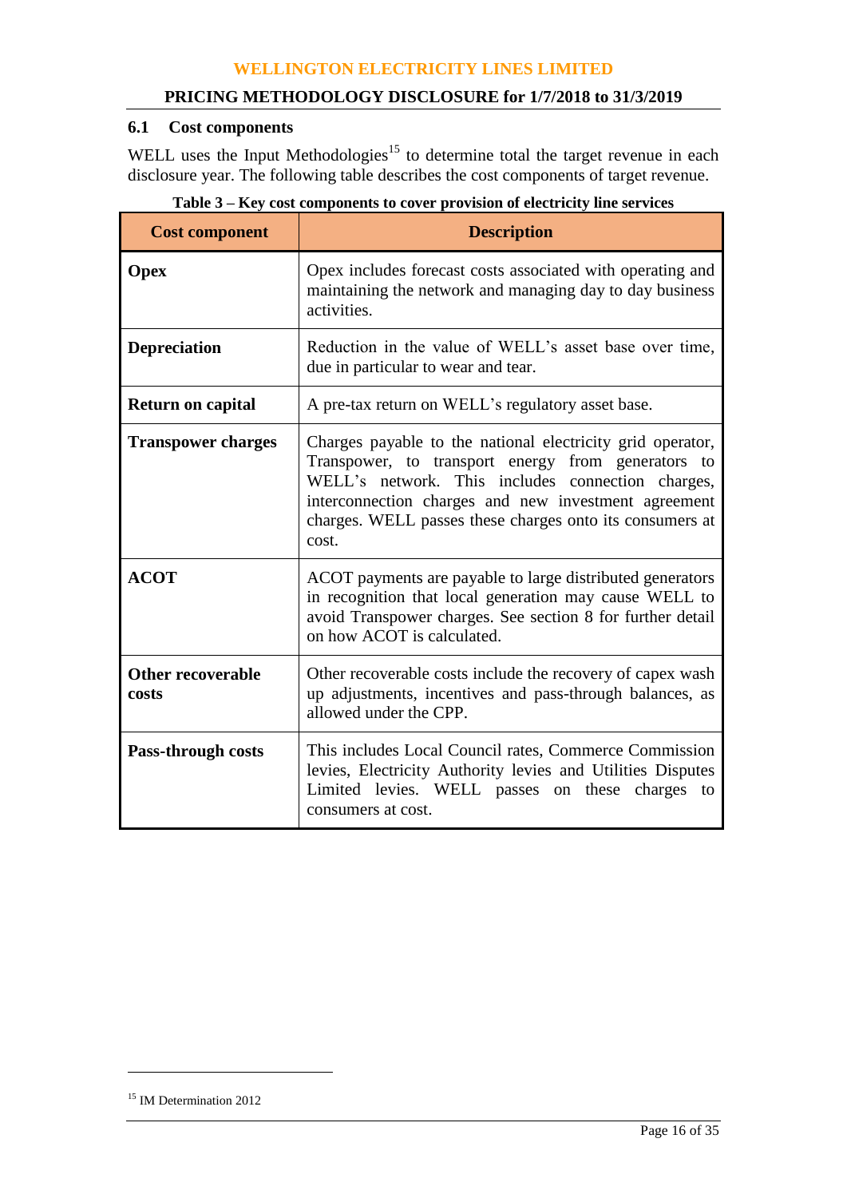### 6.1 Cost components

WELL uses the Input Methodologies[15] to determine total the target revenue in each disclosure year. The following table describes the cost components of target revenue.

**Table 3 – Key cost components to cover provision of electricity line services**

| Cost component | Description |
|---|---|
| **Opex** | Opex includes forecast costs associated with operating and maintaining the network and managing day to day business activities. |
| **Depreciation** | Reduction in the value of WELL's asset base over time, due in particular to wear and tear. |
| **Return on capital** | A pre-tax return on WELL's regulatory asset base. |
| **Transpower charges** | Charges payable to the national electricity grid operator, Transpower, to transport energy from generators to WELL's network. This includes connection charges, interconnection charges and new investment agreement charges. WELL passes these charges onto its consumers at cost. |
| **ACOT** | ACOT payments are payable to large distributed generators in recognition that local generation may cause WELL to avoid Transpower charges. See section 8 for further detail on how ACOT is calculated. |
| **Other recoverable costs** | Other recoverable costs include the recovery of capex wash up adjustments, incentives and pass-through balances, as allowed under the CPP. |
| **Pass-through costs** | This includes Local Council rates, Commerce Commission levies, Electricity Authority levies and Utilities Disputes Limited levies. WELL passes on these charges to consumers at cost. |

[15] IM Determination 2012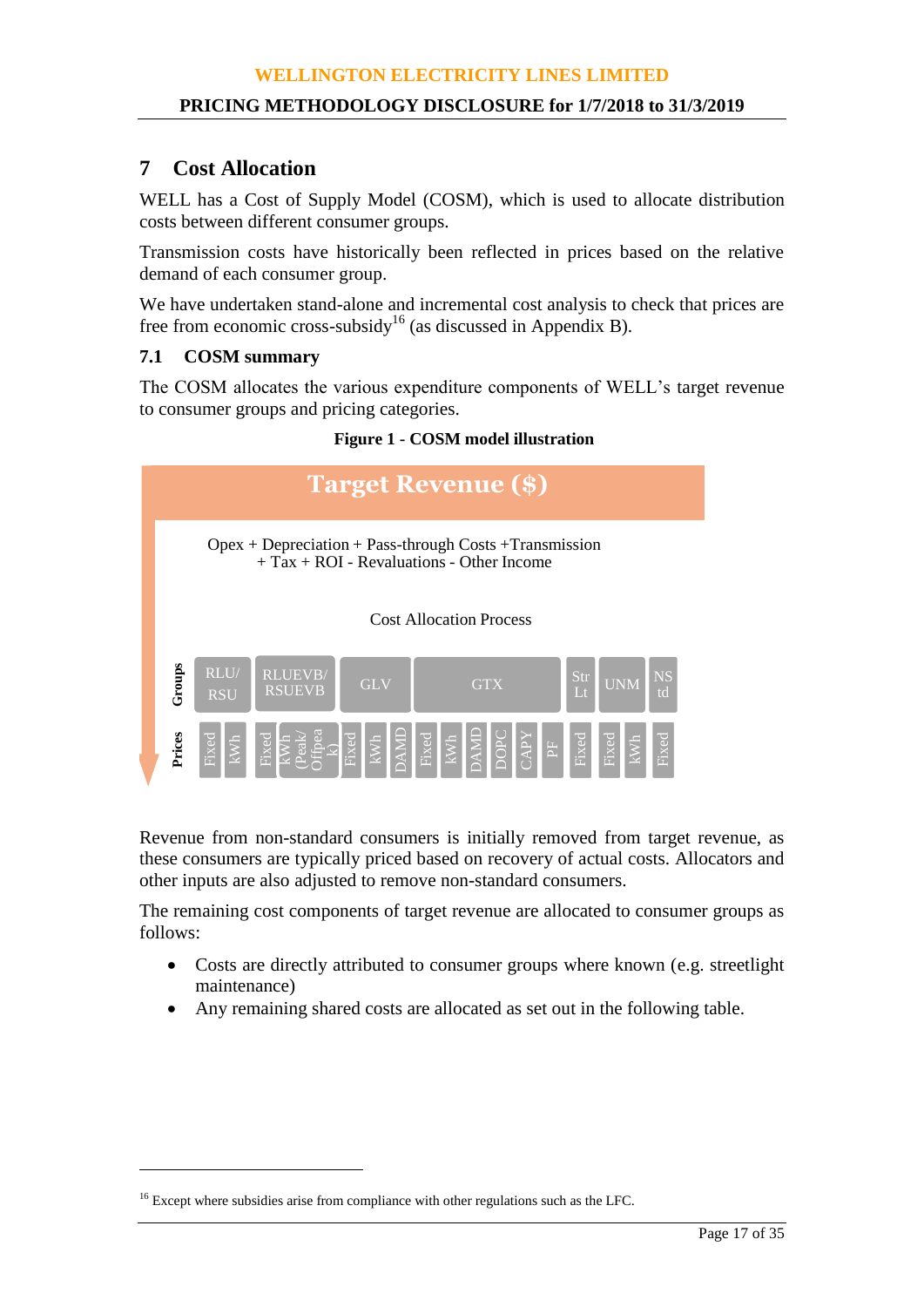## 7 Cost Allocation

WELL has a Cost of Supply Model (COSM), which is used to allocate distribution costs between different consumer groups.

Transmission costs have historically been reflected in prices based on the relative demand of each consumer group.

We have undertaken stand-alone and incremental cost analysis to check that prices are free from economic cross-subsidy[16] (as discussed in Appendix B).

### 7.1 COSM summary

The COSM allocates the various expenditure components of WELL's target revenue to consumer groups and pricing categories.

**Figure 1 - COSM model illustration**

**Target Revenue ($)**

Opex + Depreciation + Pass-through Costs +Transmission + Tax + ROI - Revaluations - Other Income

Cost Allocation Process

| Groups | RLU/ RSU | | RLUEVB/ RSUEVB | | GLV | | | GTX | | | | | | Str Lt | UNM | | NS td |
|---|---|---|---|---|---|---|---|---|---|---|---|---|---|---|---|---|---|
| Prices | Fixed | kWh | Fixed | kWh (Peak/ Offpeak) | Fixed | kWh | DAMD | Fixed | kWh | DAMD | DOPC | CAPY | PF | Fixed | Fixed | kWh | Fixed |

Revenue from non-standard consumers is initially removed from target revenue, as these consumers are typically priced based on recovery of actual costs. Allocators and other inputs are also adjusted to remove non-standard consumers.

The remaining cost components of target revenue are allocated to consumer groups as follows:

- Costs are directly attributed to consumer groups where known (e.g. streetlight maintenance)
- Any remaining shared costs are allocated as set out in the following table.

[16] Except where subsidies arise from compliance with other regulations such as the LFC.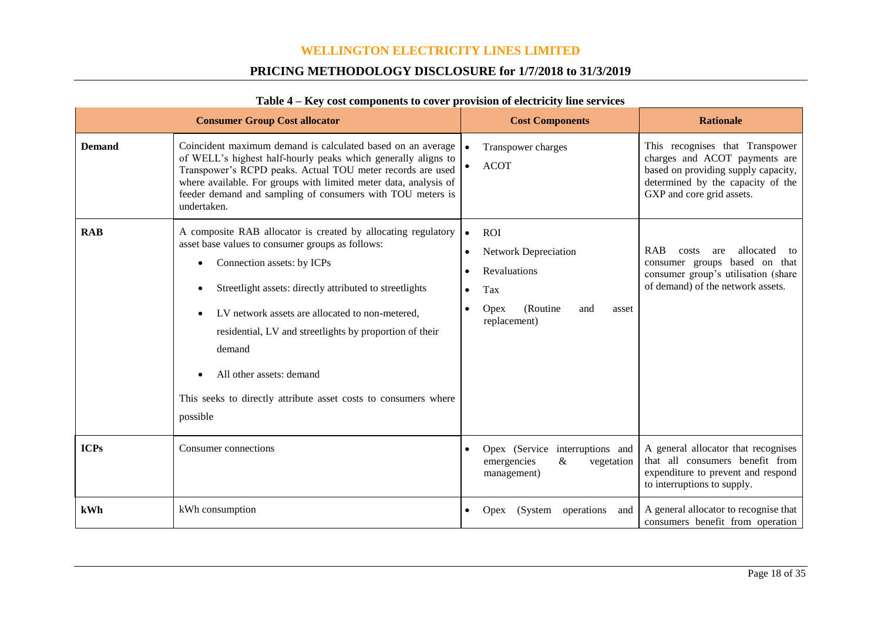**Table 4 – Key cost components to cover provision of electricity line services**

| Consumer Group Cost allocator | | Cost Components | Rationale |
|---|---|---|---|
| **Demand** | Coincident maximum demand is calculated based on an average of WELL's highest half-hourly peaks which generally aligns to Transpower's RCPD peaks. Actual TOU meter records are used where available. For groups with limited meter data, analysis of feeder demand and sampling of consumers with TOU meters is undertaken. | • Transpower charges<br>• ACOT | This recognises that Transpower charges and ACOT payments are based on providing supply capacity, determined by the capacity of the GXP and core grid assets. |
| **RAB** | A composite RAB allocator is created by allocating regulatory asset base values to consumer groups as follows:<br>• Connection assets: by ICPs<br>• Streetlight assets: directly attributed to streetlights<br>• LV network assets are allocated to non-metered, residential, LV and streetlights by proportion of their demand<br>• All other assets: demand<br>This seeks to directly attribute asset costs to consumers where possible | • ROI<br>• Network Depreciation<br>• Revaluations<br>• Tax<br>• Opex (Routine and asset replacement) | RAB costs are allocated to consumer groups based on that consumer group's utilisation (share of demand) of the network assets. |
| **ICPs** | Consumer connections | • Opex (Service interruptions and emergencies & vegetation management) | A general allocator that recognises that all consumers benefit from expenditure to prevent and respond to interruptions to supply. |
| **kWh** | kWh consumption | • Opex (System operations and | A general allocator to recognise that consumers benefit from operation |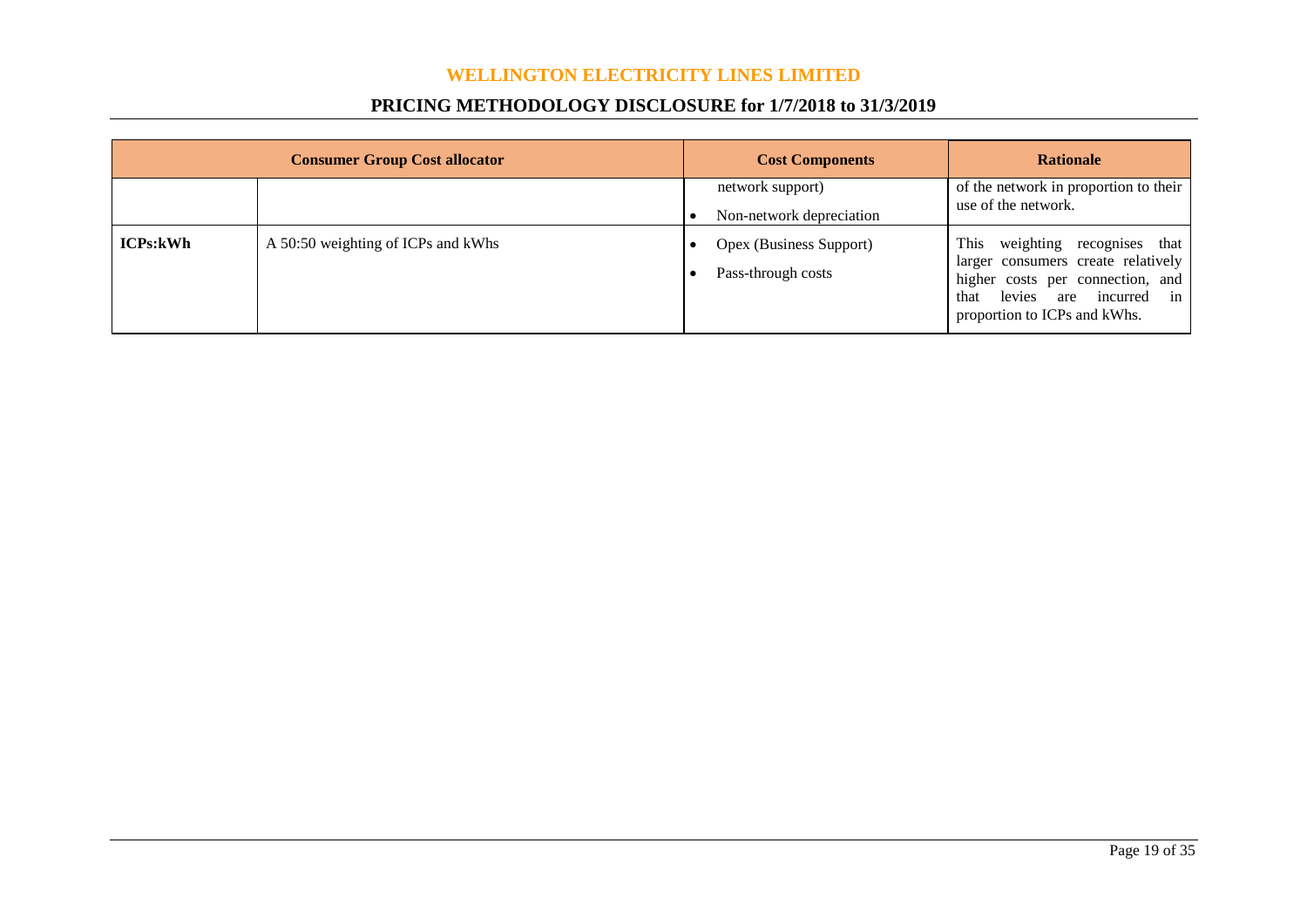| Consumer Group Cost allocator | | Cost Components | Rationale |
|---|---|---|---|
| | | network support)<br>• Non-network depreciation | of the network in proportion to their use of the network. |
| **ICPs:kWh** | A 50:50 weighting of ICPs and kWhs | • Opex (Business Support)<br>• Pass-through costs | This weighting recognises that larger consumers create relatively higher costs per connection, and that levies are incurred in proportion to ICPs and kWhs. |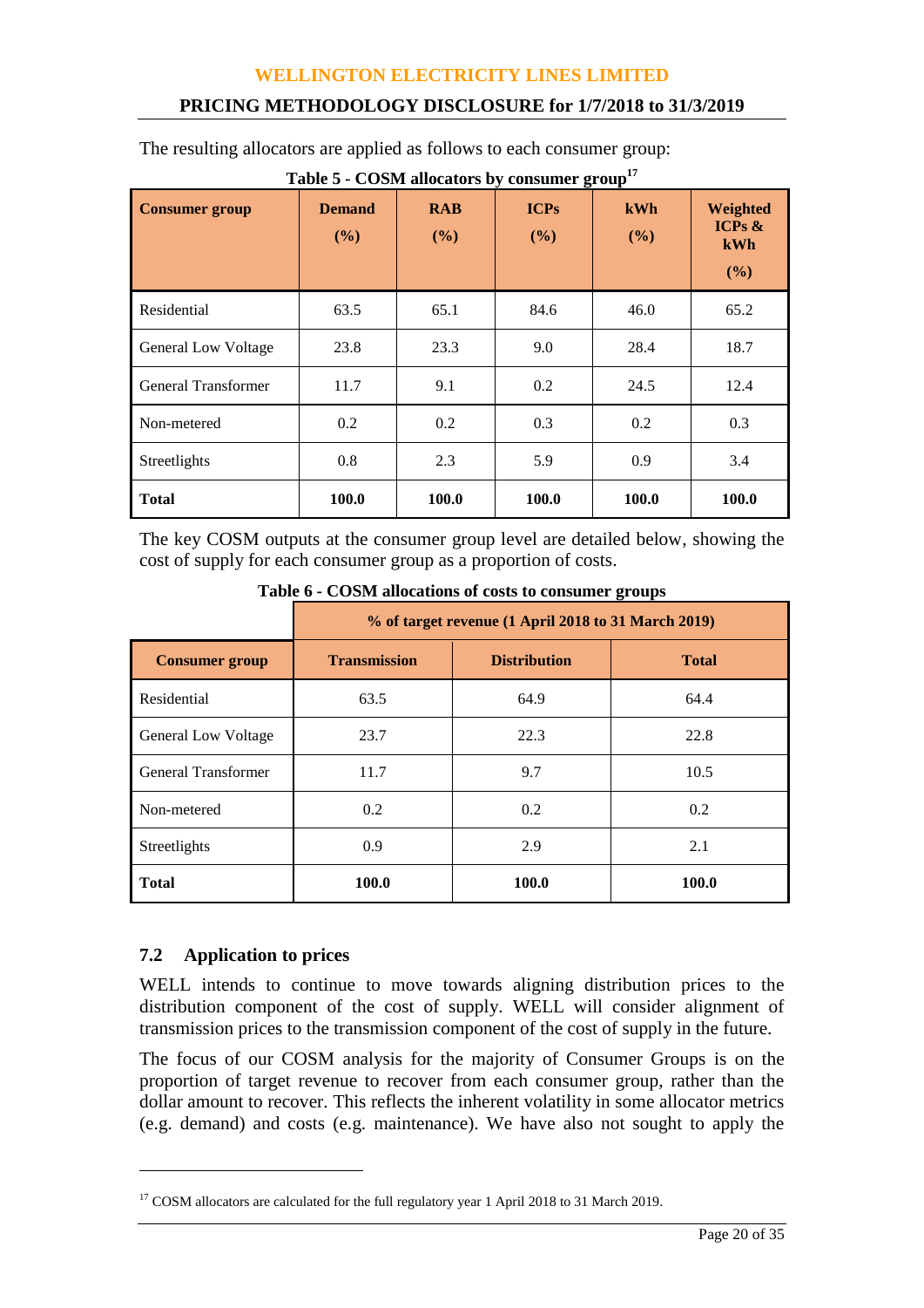The resulting allocators are applied as follows to each consumer group:

**Table 5 - COSM allocators by consumer group[17]**

| Consumer group | Demand (%) | RAB (%) | ICPs (%) | kWh (%) | Weighted ICPs & kWh (%) |
|---|---|---|---|---|---|
| Residential | 63.5 | 65.1 | 84.6 | 46.0 | 65.2 |
| General Low Voltage | 23.8 | 23.3 | 9.0 | 28.4 | 18.7 |
| General Transformer | 11.7 | 9.1 | 0.2 | 24.5 | 12.4 |
| Non-metered | 0.2 | 0.2 | 0.3 | 0.2 | 0.3 |
| Streetlights | 0.8 | 2.3 | 5.9 | 0.9 | 3.4 |
| **Total** | **100.0** | **100.0** | **100.0** | **100.0** | **100.0** |

The key COSM outputs at the consumer group level are detailed below, showing the cost of supply for each consumer group as a proportion of costs.

**Table 6 - COSM allocations of costs to consumer groups**

| | % of target revenue (1 April 2018 to 31 March 2019) | | |
|---|---|---|---|
| **Consumer group** | **Transmission** | **Distribution** | **Total** |
| Residential | 63.5 | 64.9 | 64.4 |
| General Low Voltage | 23.7 | 22.3 | 22.8 |
| General Transformer | 11.7 | 9.7 | 10.5 |
| Non-metered | 0.2 | 0.2 | 0.2 |
| Streetlights | 0.9 | 2.9 | 2.1 |
| **Total** | **100.0** | **100.0** | **100.0** |

### 7.2 Application to prices

WELL intends to continue to move towards aligning distribution prices to the distribution component of the cost of supply. WELL will consider alignment of transmission prices to the transmission component of the cost of supply in the future.

The focus of our COSM analysis for the majority of Consumer Groups is on the proportion of target revenue to recover from each consumer group, rather than the dollar amount to recover. This reflects the inherent volatility in some allocator metrics (e.g. demand) and costs (e.g. maintenance). We have also not sought to apply the

[17] COSM allocators are calculated for the full regulatory year 1 April 2018 to 31 March 2019.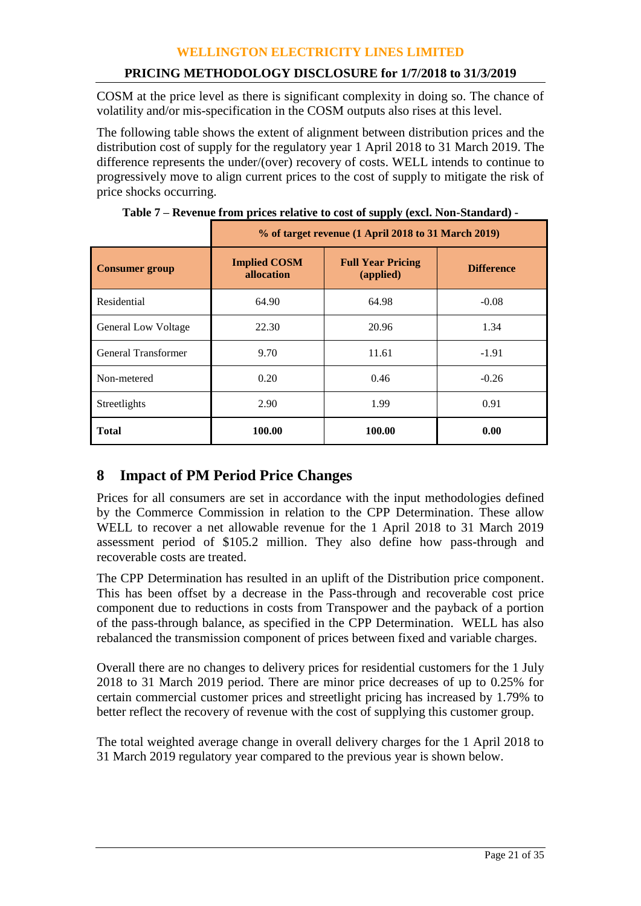COSM at the price level as there is significant complexity in doing so. The chance of volatility and/or mis-specification in the COSM outputs also rises at this level.

The following table shows the extent of alignment between distribution prices and the distribution cost of supply for the regulatory year 1 April 2018 to 31 March 2019. The difference represents the under/(over) recovery of costs. WELL intends to continue to progressively move to align current prices to the cost of supply to mitigate the risk of price shocks occurring.

**Table 7 – Revenue from prices relative to cost of supply (excl. Non-Standard) -**

| | % of target revenue (1 April 2018 to 31 March 2019) | | |
|---|---|---|---|
| **Consumer group** | **Implied COSM allocation** | **Full Year Pricing (applied)** | **Difference** |
| Residential | 64.90 | 64.98 | -0.08 |
| General Low Voltage | 22.30 | 20.96 | 1.34 |
| General Transformer | 9.70 | 11.61 | -1.91 |
| Non-metered | 0.20 | 0.46 | -0.26 |
| Streetlights | 2.90 | 1.99 | 0.91 |
| **Total** | **100.00** | **100.00** | **0.00** |

## 8 Impact of PM Period Price Changes

Prices for all consumers are set in accordance with the input methodologies defined by the Commerce Commission in relation to the CPP Determination. These allow WELL to recover a net allowable revenue for the 1 April 2018 to 31 March 2019 assessment period of $105.2 million. They also define how pass-through and recoverable costs are treated.

The CPP Determination has resulted in an uplift of the Distribution price component. This has been offset by a decrease in the Pass-through and recoverable cost price component due to reductions in costs from Transpower and the payback of a portion of the pass-through balance, as specified in the CPP Determination. WELL has also rebalanced the transmission component of prices between fixed and variable charges.

Overall there are no changes to delivery prices for residential customers for the 1 July 2018 to 31 March 2019 period. There are minor price decreases of up to 0.25% for certain commercial customer prices and streetlight pricing has increased by 1.79% to better reflect the recovery of revenue with the cost of supplying this customer group.

The total weighted average change in overall delivery charges for the 1 April 2018 to 31 March 2019 regulatory year compared to the previous year is shown below.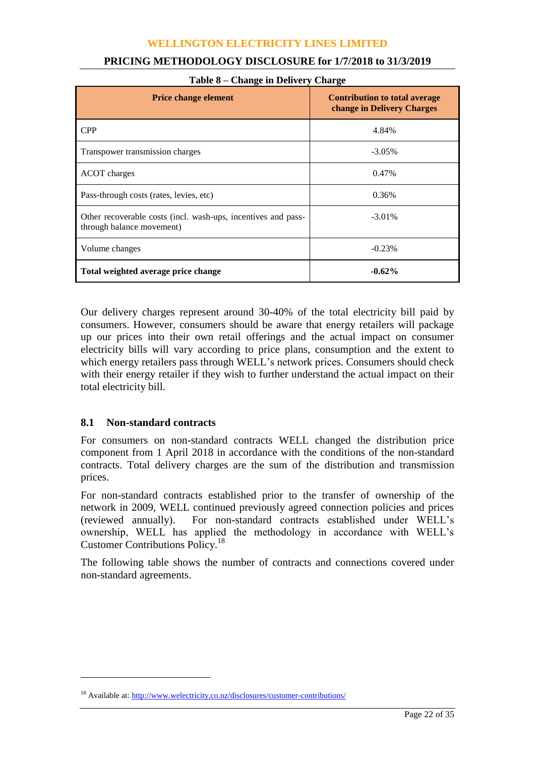**Table 8 – Change in Delivery Charge**

| Price change element | Contribution to total average change in Delivery Charges |
|---|---|
| CPP | 4.84% |
| Transpower transmission charges | -3.05% |
| ACOT charges | 0.47% |
| Pass-through costs (rates, levies, etc) | 0.36% |
| Other recoverable costs (incl. wash-ups, incentives and pass-through balance movement) | -3.01% |
| Volume changes | -0.23% |
| **Total weighted average price change** | **-0.62%** |

Our delivery charges represent around 30-40% of the total electricity bill paid by consumers. However, consumers should be aware that energy retailers will package up our prices into their own retail offerings and the actual impact on consumer electricity bills will vary according to price plans, consumption and the extent to which energy retailers pass through WELL's network prices. Consumers should check with their energy retailer if they wish to further understand the actual impact on their total electricity bill.

## 8.1 Non-standard contracts

For consumers on non-standard contracts WELL changed the distribution price component from 1 April 2018 in accordance with the conditions of the non-standard contracts. Total delivery charges are the sum of the distribution and transmission prices.

For non-standard contracts established prior to the transfer of ownership of the network in 2009, WELL continued previously agreed connection policies and prices (reviewed annually). For non-standard contracts established under WELL's ownership, WELL has applied the methodology in accordance with WELL's Customer Contributions Policy.[18]

The following table shows the number of contracts and connections covered under non-standard agreements.

[18] Available at: http://www.welectricity.co.nz/disclosures/customer-contributions/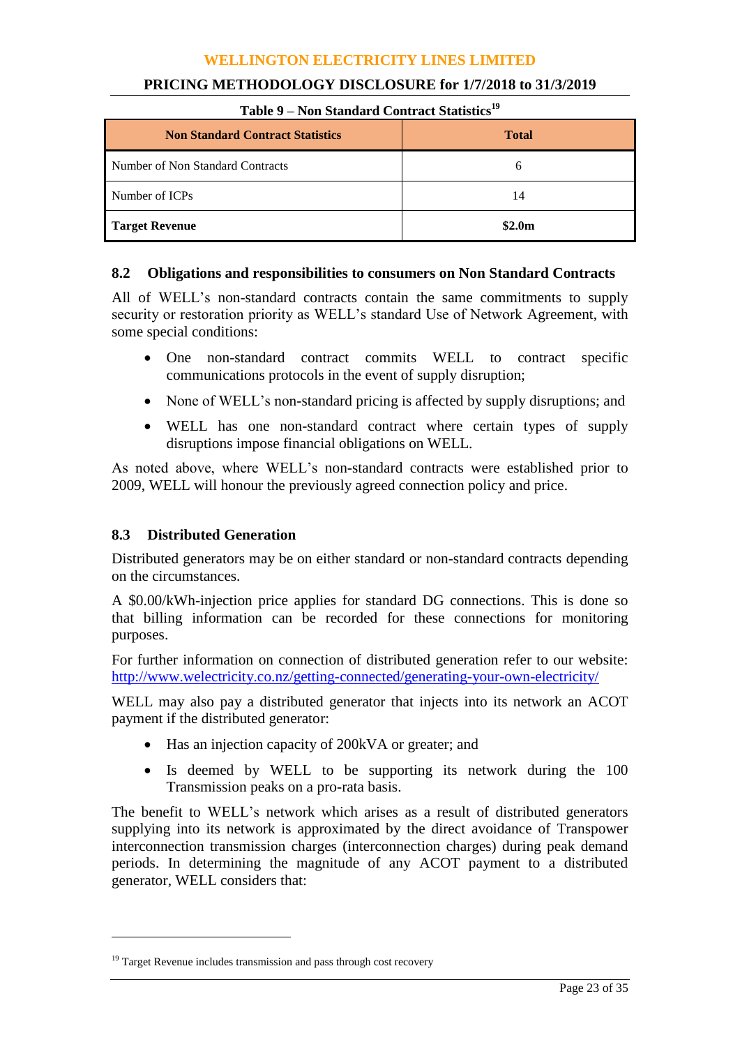**Table 9 – Non Standard Contract Statistics**[19]

| Non Standard Contract Statistics | Total |
|---|---|
| Number of Non Standard Contracts | 6 |
| Number of ICPs | 14 |
| **Target Revenue** | **$2.0m** |

### 8.2 Obligations and responsibilities to consumers on Non Standard Contracts

All of WELL's non-standard contracts contain the same commitments to supply security or restoration priority as WELL's standard Use of Network Agreement, with some special conditions:

- One non-standard contract commits WELL to contract specific communications protocols in the event of supply disruption;
- None of WELL's non-standard pricing is affected by supply disruptions; and
- WELL has one non-standard contract where certain types of supply disruptions impose financial obligations on WELL.

As noted above, where WELL's non-standard contracts were established prior to 2009, WELL will honour the previously agreed connection policy and price.

### 8.3 Distributed Generation

Distributed generators may be on either standard or non-standard contracts depending on the circumstances.

A $0.00/kWh-injection price applies for standard DG connections. This is done so that billing information can be recorded for these connections for monitoring purposes.

For further information on connection of distributed generation refer to our website: http://www.welectricity.co.nz/getting-connected/generating-your-own-electricity/

WELL may also pay a distributed generator that injects into its network an ACOT payment if the distributed generator:

- Has an injection capacity of 200kVA or greater; and
- Is deemed by WELL to be supporting its network during the 100 Transmission peaks on a pro-rata basis.

The benefit to WELL's network which arises as a result of distributed generators supplying into its network is approximated by the direct avoidance of Transpower interconnection transmission charges (interconnection charges) during peak demand periods. In determining the magnitude of any ACOT payment to a distributed generator, WELL considers that:

[19] Target Revenue includes transmission and pass through cost recovery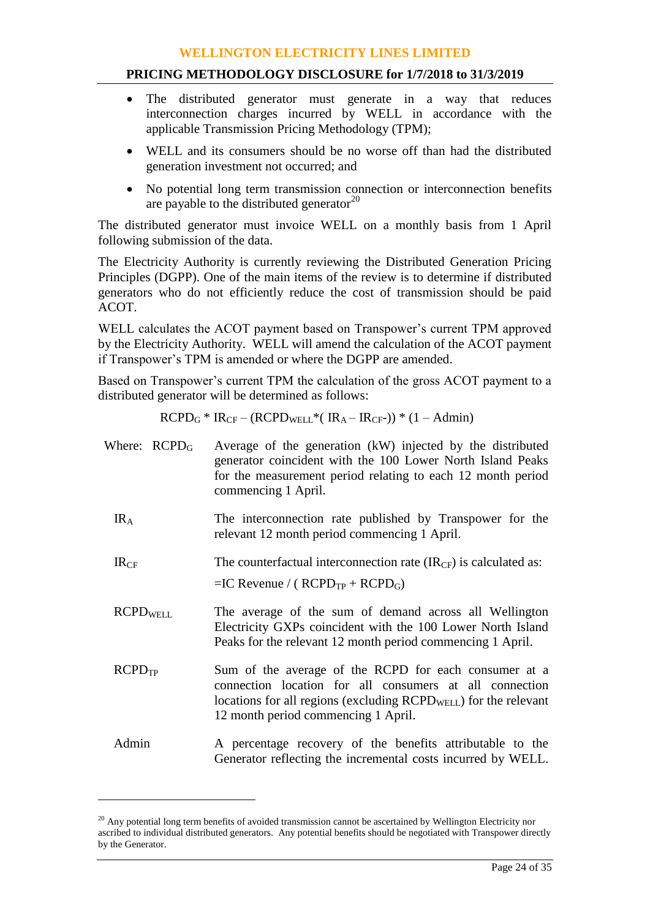- The distributed generator must generate in a way that reduces interconnection charges incurred by WELL in accordance with the applicable Transmission Pricing Methodology (TPM);
- WELL and its consumers should be no worse off than had the distributed generation investment not occurred; and
- No potential long term transmission connection or interconnection benefits are payable to the distributed generator[20]

The distributed generator must invoice WELL on a monthly basis from 1 April following submission of the data.

The Electricity Authority is currently reviewing the Distributed Generation Pricing Principles (DGPP). One of the main items of the review is to determine if distributed generators who do not efficiently reduce the cost of transmission should be paid ACOT.

WELL calculates the ACOT payment based on Transpower's current TPM approved by the Electricity Authority. WELL will amend the calculation of the ACOT payment if Transpower's TPM is amended or where the DGPP are amended.

Based on Transpower's current TPM the calculation of the gross ACOT payment to a distributed generator will be determined as follows:

$$RCPD_G * IR_{CF} - (RCPD_{WELL} * ( IR_A - IR_{CF}-)) * (1 - Admin)$$

Where:

| | |
|---|---|
| $RCPD_G$ | Average of the generation (kW) injected by the distributed generator coincident with the 100 Lower North Island Peaks for the measurement period relating to each 12 month period commencing 1 April. |
| $IR_A$ | The interconnection rate published by Transpower for the relevant 12 month period commencing 1 April. |
| $IR_{CF}$ | The counterfactual interconnection rate ($IR_{CF}$) is calculated as: $= IC\ Revenue / ( RCPD_{TP} + RCPD_G)$ |
| $RCPD_{WELL}$ | The average of the sum of demand across all Wellington Electricity GXPs coincident with the 100 Lower North Island Peaks for the relevant 12 month period commencing 1 April. |
| $RCPD_{TP}$ | Sum of the average of the RCPD for each consumer at a connection location for all consumers at all connection locations for all regions (excluding $RCPD_{WELL}$) for the relevant 12 month period commencing 1 April. |
| Admin | A percentage recovery of the benefits attributable to the Generator reflecting the incremental costs incurred by WELL. |

[20] Any potential long term benefits of avoided transmission cannot be ascertained by Wellington Electricity nor ascribed to individual distributed generators. Any potential benefits should be negotiated with Transpower directly by the Generator.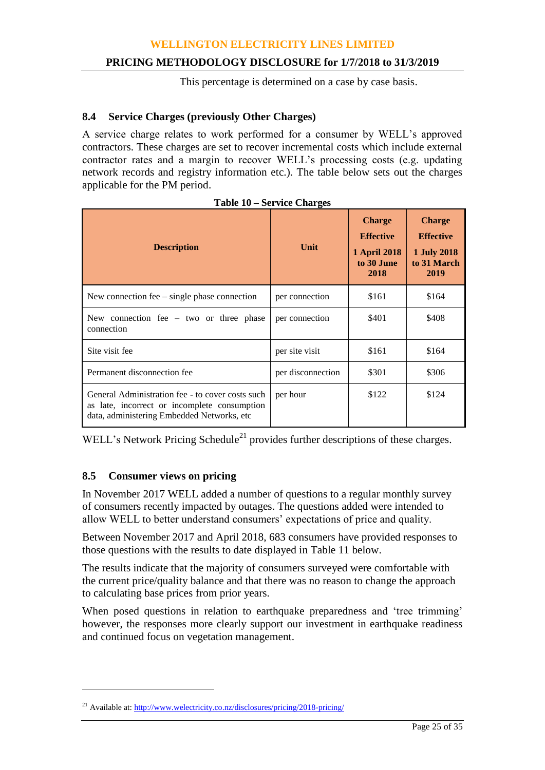This percentage is determined on a case by case basis.

### 8.4 Service Charges (previously Other Charges)

A service charge relates to work performed for a consumer by WELL's approved contractors. These charges are set to recover incremental costs which include external contractor rates and a margin to recover WELL's processing costs (e.g. updating network records and registry information etc.). The table below sets out the charges applicable for the PM period.

**Table 10 – Service Charges**

| Description | Unit | Charge Effective 1 April 2018 to 30 June 2018 | Charge Effective 1 July 2018 to 31 March 2019 |
|---|---|---|---|
| New connection fee – single phase connection | per connection | $161 | $164 |
| New connection fee – two or three phase connection | per connection | $401 | $408 |
| Site visit fee | per site visit | $161 | $164 |
| Permanent disconnection fee | per disconnection | $301 | $306 |
| General Administration fee - to cover costs such as late, incorrect or incomplete consumption data, administering Embedded Networks, etc | per hour | $122 | $124 |

WELL's Network Pricing Schedule[21] provides further descriptions of these charges.

### 8.5 Consumer views on pricing

In November 2017 WELL added a number of questions to a regular monthly survey of consumers recently impacted by outages. The questions added were intended to allow WELL to better understand consumers' expectations of price and quality.

Between November 2017 and April 2018, 683 consumers have provided responses to those questions with the results to date displayed in Table 11 below.

The results indicate that the majority of consumers surveyed were comfortable with the current price/quality balance and that there was no reason to change the approach to calculating base prices from prior years.

When posed questions in relation to earthquake preparedness and 'tree trimming' however, the responses more clearly support our investment in earthquake readiness and continued focus on vegetation management.

---

[21] Available at: http://www.welectricity.co.nz/disclosures/pricing/2018-pricing/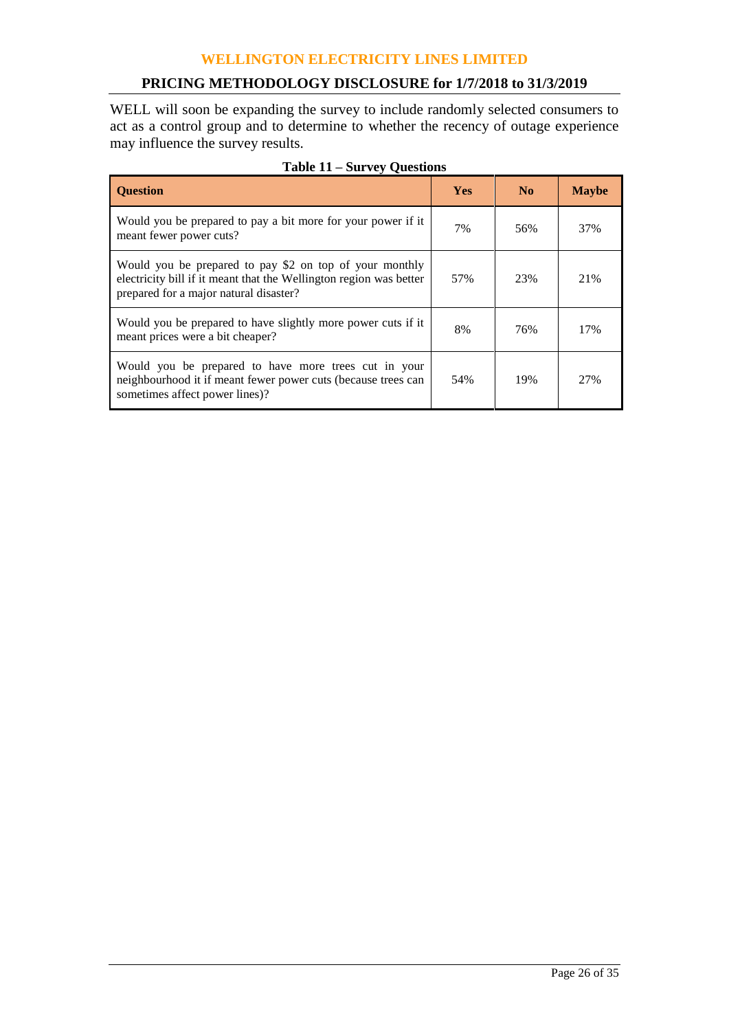WELL will soon be expanding the survey to include randomly selected consumers to act as a control group and to determine to whether the recency of outage experience may influence the survey results.

**Table 11 – Survey Questions**

| Question | Yes | No | Maybe |
|---|---|---|---|
| Would you be prepared to pay a bit more for your power if it meant fewer power cuts? | 7% | 56% | 37% |
| Would you be prepared to pay $2 on top of your monthly electricity bill if it meant that the Wellington region was better prepared for a major natural disaster? | 57% | 23% | 21% |
| Would you be prepared to have slightly more power cuts if it meant prices were a bit cheaper? | 8% | 76% | 17% |
| Would you be prepared to have more trees cut in your neighbourhood if it meant fewer power cuts (because trees can sometimes affect power lines)? | 54% | 19% | 27% |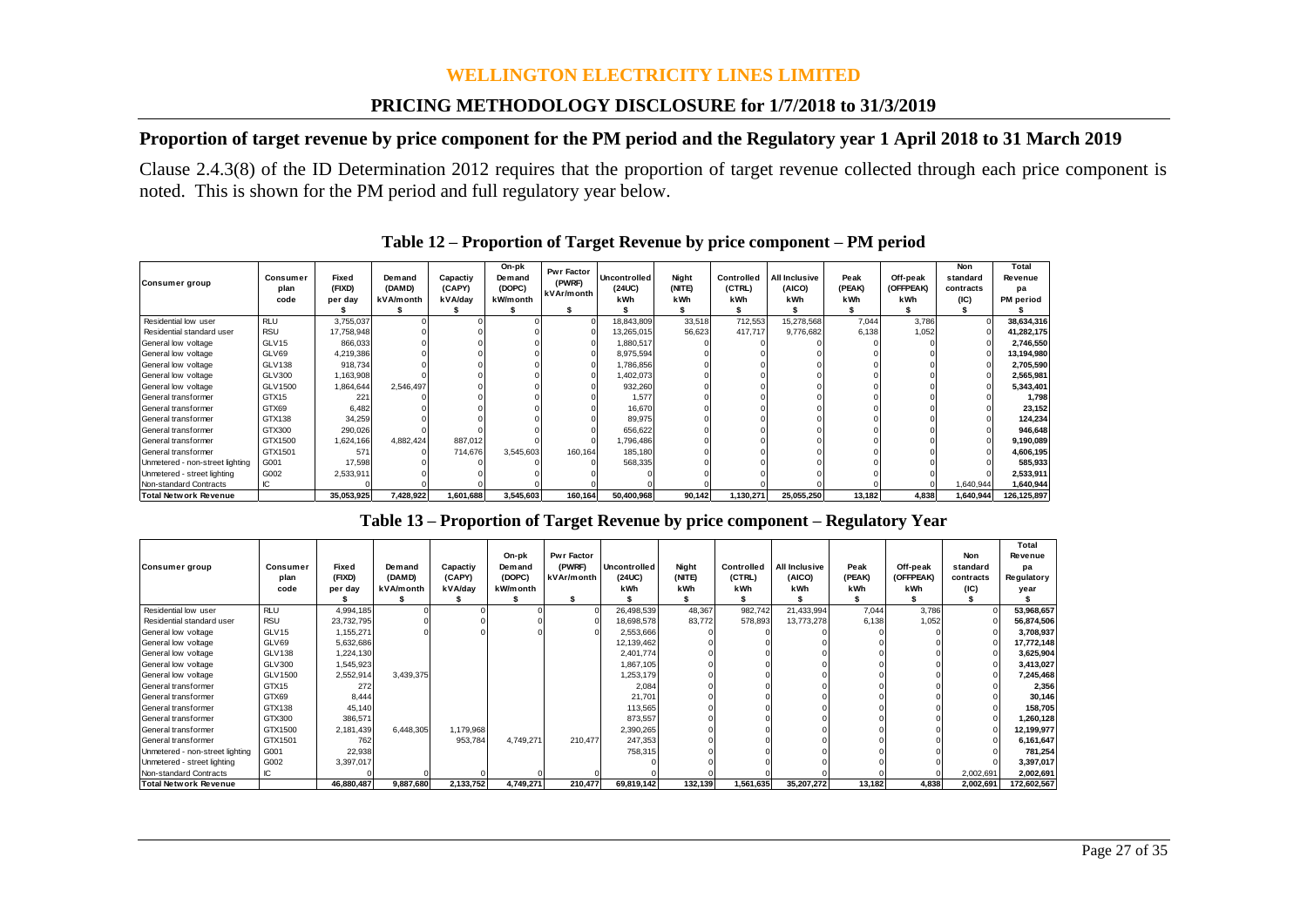# WELLINGTON ELECTRICITY LINES LIMITED

## PRICING METHODOLOGY DISCLOSURE for 1/7/2018 to 31/3/2019

### Proportion of target revenue by price component for the PM period and the Regulatory year 1 April 2018 to 31 March 2019

Clause 2.4.3(8) of the ID Determination 2012 requires that the proportion of target revenue collected through each price component is noted. This is shown for the PM period and full regulatory year below.

**Table 12 – Proportion of Target Revenue by price component – PM period**

| Consumer group | Consumer plan code | Fixed (FIXD) per day $ | Demand (DAMD) kVA/month $ | Capactiy (CAPY) kVA/day $ | On-pk Demand (DOPC) kW/month $ | Pwr Factor (PWRF) kVAr/month $ | Uncontrolled (24UC) kWh $ | Night (NITE) kWh $ | Controlled (CTRL) kWh $ | All Inclusive (AICO) kWh $ | Peak (PEAK) kWh $ | Off-peak (OFFPEAK) kWh $ | Non standard contracts (IC) $ | Total Revenue pa PM period $ |
|---|---|---|---|---|---|---|---|---|---|---|---|---|---|---|
| Residential low user | RLU | 3,755,037 | 0 | 0 | 0 | 0 | 18,843,809 | 33,518 | 712,553 | 15,278,568 | 7,044 | 3,786 | 0 | 38,634,316 |
| Residential standard user | RSU | 17,758,948 | 0 | 0 | 0 | 0 | 13,265,015 | 56,623 | 417,717 | 9,776,682 | 6,138 | 1,052 | 0 | 41,282,175 |
| General low voltage | GLV15 | 866,033 | 0 | 0 | 0 | 0 | 1,880,517 | 0 | 0 | 0 | 0 | 0 | 0 | 2,746,550 |
| General low voltage | GLV69 | 4,219,386 | 0 | 0 | 0 | 0 | 8,975,594 | 0 | 0 | 0 | 0 | 0 | 0 | 13,194,980 |
| General low voltage | GLV138 | 918,734 | 0 | 0 | 0 | 0 | 1,786,856 | 0 | 0 | 0 | 0 | 0 | 0 | 2,705,590 |
| General low voltage | GLV300 | 1,163,908 | 0 | 0 | 0 | 0 | 1,402,073 | 0 | 0 | 0 | 0 | 0 | 0 | 2,565,981 |
| General low voltage | GLV1500 | 1,864,644 | 2,546,497 | 0 | 0 | 0 | 932,260 | 0 | 0 | 0 | 0 | 0 | 0 | 5,343,401 |
| General transformer | GTX15 | 221 | 0 | 0 | 0 | 0 | 1,577 | 0 | 0 | 0 | 0 | 0 | 0 | 1,798 |
| General transformer | GTX69 | 6,482 | 0 | 0 | 0 | 0 | 16,670 | 0 | 0 | 0 | 0 | 0 | 0 | 23,152 |
| General transformer | GTX138 | 34,259 | 0 | 0 | 0 | 0 | 89,975 | 0 | 0 | 0 | 0 | 0 | 0 | 124,234 |
| General transformer | GTX300 | 290,026 | 0 | 0 | 0 | 0 | 656,622 | 0 | 0 | 0 | 0 | 0 | 0 | 946,648 |
| General transformer | GTX1500 | 1,624,166 | 4,882,424 | 887,012 | 0 | 0 | 1,796,486 | 0 | 0 | 0 | 0 | 0 | 0 | 9,190,089 |
| General transformer | GTX1501 | 571 | 0 | 714,676 | 3,545,603 | 160,164 | 185,180 | 0 | 0 | 0 | 0 | 0 | 0 | 4,606,195 |
| Unmetered - non-street lighting | G001 | 17,598 | 0 | 0 | 0 | 0 | 568,335 | 0 | 0 | 0 | 0 | 0 | 0 | 585,933 |
| Unmetered - street lighting | G002 | 2,533,911 | 0 | 0 | 0 | 0 | 0 | 0 | 0 | 0 | 0 | 0 | 0 | 2,533,911 |
| Non-standard Contracts | IC | 0 | 0 | 0 | 0 | 0 | 0 | 0 | 0 | 0 | 0 | 0 | 1,640,944 | 1,640,944 |
| **Total Network Revenue** | | **35,053,925** | **7,428,922** | **1,601,688** | **3,545,603** | **160,164** | **50,400,968** | **90,142** | **1,130,271** | **25,055,250** | **13,182** | **4,838** | **1,640,944** | **126,125,897** |

**Table 13 – Proportion of Target Revenue by price component – Regulatory Year**

| Consumer group | Consumer plan code | Fixed (FIXD) per day $ | Demand (DAMD) kVA/month $ | Capactiy (CAPY) kVA/day $ | On-pk Demand (DOPC) kW/month $ | Pwr Factor (PWRF) kVAr/month $ | Uncontrolled (24UC) kWh $ | Night (NITE) kWh $ | Controlled (CTRL) kWh $ | All Inclusive (AICO) kWh $ | Peak (PEAK) kWh $ | Off-peak (OFFPEAK) kWh $ | Non standard contracts (IC) $ | Total Revenue pa Regulatory year $ |
|---|---|---|---|---|---|---|---|---|---|---|---|---|---|---|
| Residential low user | RLU | 4,994,185 | 0 | 0 | 0 | 0 | 26,498,539 | 48,367 | 982,742 | 21,433,994 | 7,044 | 3,786 | 0 | 53,968,657 |
| Residential standard user | RSU | 23,732,795 | 0 | 0 | 0 | 0 | 18,698,578 | 83,772 | 578,893 | 13,773,278 | 6,138 | 1,052 | 0 | 56,874,506 |
| General low voltage | GLV15 | 1,155,271 | 0 | 0 | 0 | 0 | 2,553,666 | 0 | 0 | 0 | 0 | 0 | 0 | 3,708,937 |
| General low voltage | GLV69 | 5,632,686 | | | | | 12,139,462 | 0 | 0 | 0 | 0 | 0 | 0 | 17,772,148 |
| General low voltage | GLV138 | 1,224,130 | | | | | 2,401,774 | 0 | 0 | 0 | 0 | 0 | 0 | 3,625,904 |
| General low voltage | GLV300 | 1,545,923 | | | | | 1,867,105 | 0 | 0 | 0 | 0 | 0 | 0 | 3,413,027 |
| General low voltage | GLV1500 | 2,552,914 | 3,439,375 | | | | 1,253,179 | 0 | 0 | 0 | 0 | 0 | 0 | 7,245,468 |
| General transformer | GTX15 | 272 | | | | | 2,084 | 0 | 0 | 0 | 0 | 0 | 0 | 2,356 |
| General transformer | GTX69 | 8,444 | | | | | 21,701 | 0 | 0 | 0 | 0 | 0 | 0 | 30,146 |
| General transformer | GTX138 | 45,140 | | | | | 113,565 | 0 | 0 | 0 | 0 | 0 | 0 | 158,705 |
| General transformer | GTX300 | 386,571 | | | | | 873,557 | 0 | 0 | 0 | 0 | 0 | 0 | 1,260,128 |
| General transformer | GTX1500 | 2,181,439 | 6,448,305 | 1,179,968 | | | 2,390,265 | 0 | 0 | 0 | 0 | 0 | 0 | 12,199,977 |
| General transformer | GTX1501 | 762 | | 953,784 | 4,749,271 | 210,477 | 247,353 | 0 | 0 | 0 | 0 | 0 | 0 | 6,161,647 |
| Unmetered - non-street lighting | G001 | 22,938 | | | | | 758,315 | 0 | 0 | 0 | 0 | 0 | 0 | 781,254 |
| Unmetered - street lighting | G002 | 3,397,017 | | | | | 0 | 0 | 0 | 0 | 0 | 0 | 0 | 3,397,017 |
| Non-standard Contracts | IC | 0 | 0 | 0 | 0 | 0 | 0 | 0 | 0 | 0 | 0 | 0 | 2,002,691 | 2,002,691 |
| **Total Network Revenue** | | **46,880,487** | **9,887,680** | **2,133,752** | **4,749,271** | **210,477** | **69,819,142** | **132,139** | **1,561,635** | **35,207,272** | **13,182** | **4,838** | **2,002,691** | **172,602,567** |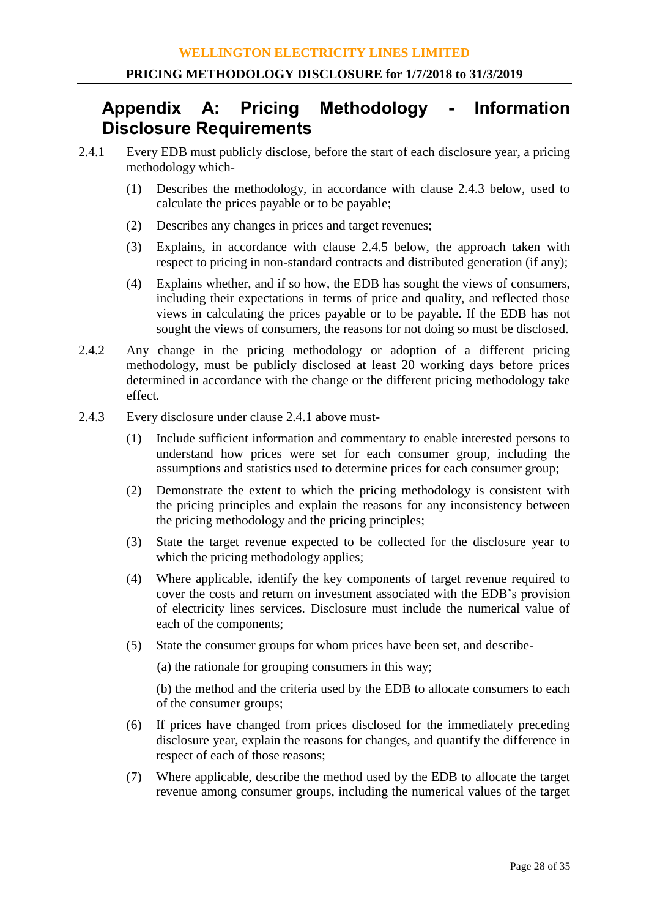# Appendix A: Pricing Methodology - Information Disclosure Requirements

2.4.1 Every EDB must publicly disclose, before the start of each disclosure year, a pricing methodology which-

(1) Describes the methodology, in accordance with clause 2.4.3 below, used to calculate the prices payable or to be payable;

(2) Describes any changes in prices and target revenues;

(3) Explains, in accordance with clause 2.4.5 below, the approach taken with respect to pricing in non-standard contracts and distributed generation (if any);

(4) Explains whether, and if so how, the EDB has sought the views of consumers, including their expectations in terms of price and quality, and reflected those views in calculating the prices payable or to be payable. If the EDB has not sought the views of consumers, the reasons for not doing so must be disclosed.

2.4.2 Any change in the pricing methodology or adoption of a different pricing methodology, must be publicly disclosed at least 20 working days before prices determined in accordance with the change or the different pricing methodology take effect.

2.4.3 Every disclosure under clause 2.4.1 above must-

(1) Include sufficient information and commentary to enable interested persons to understand how prices were set for each consumer group, including the assumptions and statistics used to determine prices for each consumer group;

(2) Demonstrate the extent to which the pricing methodology is consistent with the pricing principles and explain the reasons for any inconsistency between the pricing methodology and the pricing principles;

(3) State the target revenue expected to be collected for the disclosure year to which the pricing methodology applies;

(4) Where applicable, identify the key components of target revenue required to cover the costs and return on investment associated with the EDB's provision of electricity lines services. Disclosure must include the numerical value of each of the components;

(5) State the consumer groups for whom prices have been set, and describe-

(a) the rationale for grouping consumers in this way;

(b) the method and the criteria used by the EDB to allocate consumers to each of the consumer groups;

(6) If prices have changed from prices disclosed for the immediately preceding disclosure year, explain the reasons for changes, and quantify the difference in respect of each of those reasons;

(7) Where applicable, describe the method used by the EDB to allocate the target revenue among consumer groups, including the numerical values of the target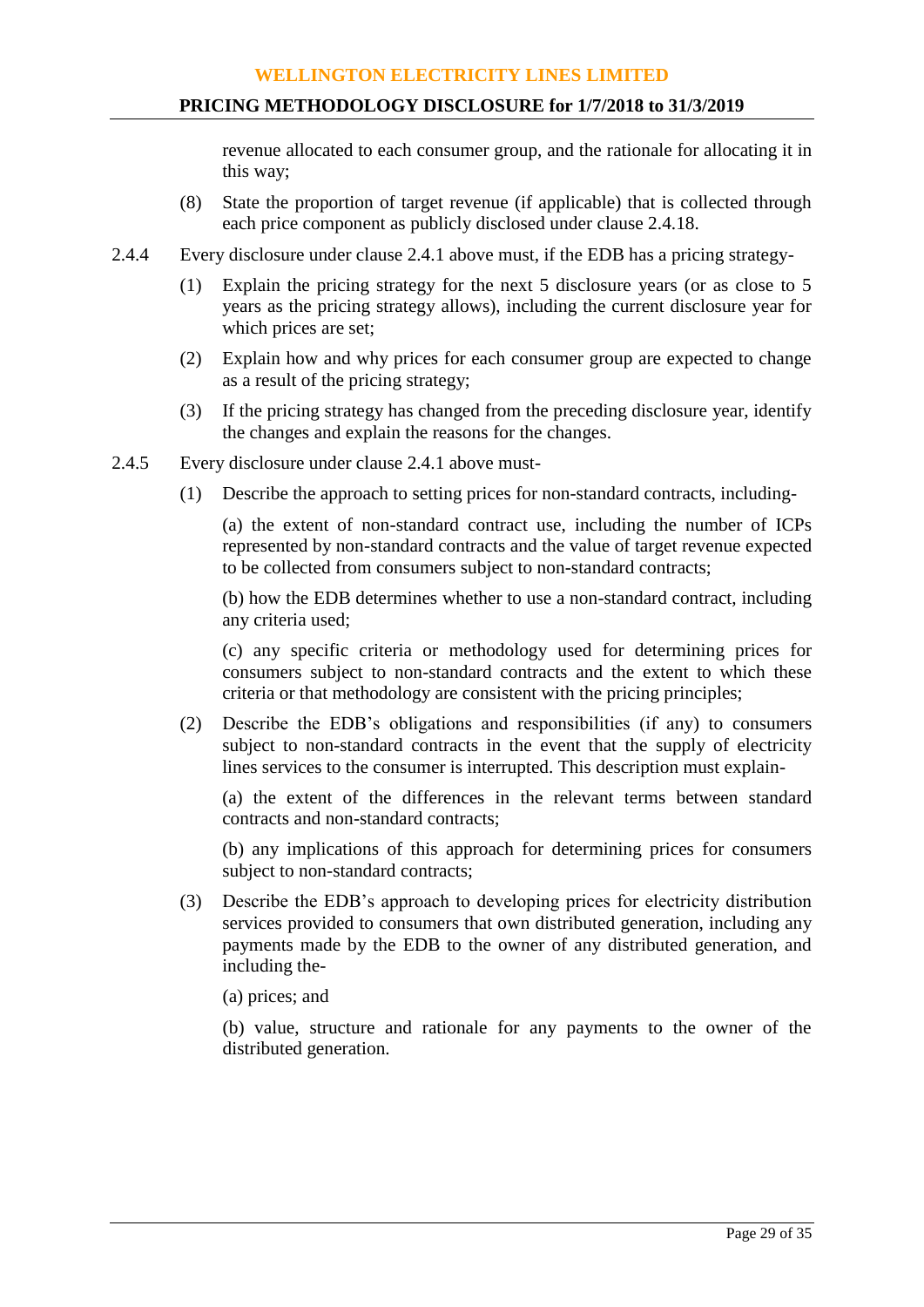revenue allocated to each consumer group, and the rationale for allocating it in this way;

(8) State the proportion of target revenue (if applicable) that is collected through each price component as publicly disclosed under clause 2.4.18.

2.4.4 Every disclosure under clause 2.4.1 above must, if the EDB has a pricing strategy-

(1) Explain the pricing strategy for the next 5 disclosure years (or as close to 5 years as the pricing strategy allows), including the current disclosure year for which prices are set;

(2) Explain how and why prices for each consumer group are expected to change as a result of the pricing strategy;

(3) If the pricing strategy has changed from the preceding disclosure year, identify the changes and explain the reasons for the changes.

2.4.5 Every disclosure under clause 2.4.1 above must-

(1) Describe the approach to setting prices for non-standard contracts, including-

(a) the extent of non-standard contract use, including the number of ICPs represented by non-standard contracts and the value of target revenue expected to be collected from consumers subject to non-standard contracts;

(b) how the EDB determines whether to use a non-standard contract, including any criteria used;

(c) any specific criteria or methodology used for determining prices for consumers subject to non-standard contracts and the extent to which these criteria or that methodology are consistent with the pricing principles;

(2) Describe the EDB's obligations and responsibilities (if any) to consumers subject to non-standard contracts in the event that the supply of electricity lines services to the consumer is interrupted. This description must explain-

(a) the extent of the differences in the relevant terms between standard contracts and non-standard contracts;

(b) any implications of this approach for determining prices for consumers subject to non-standard contracts;

(3) Describe the EDB's approach to developing prices for electricity distribution services provided to consumers that own distributed generation, including any payments made by the EDB to the owner of any distributed generation, and including the-

(a) prices; and

(b) value, structure and rationale for any payments to the owner of the distributed generation.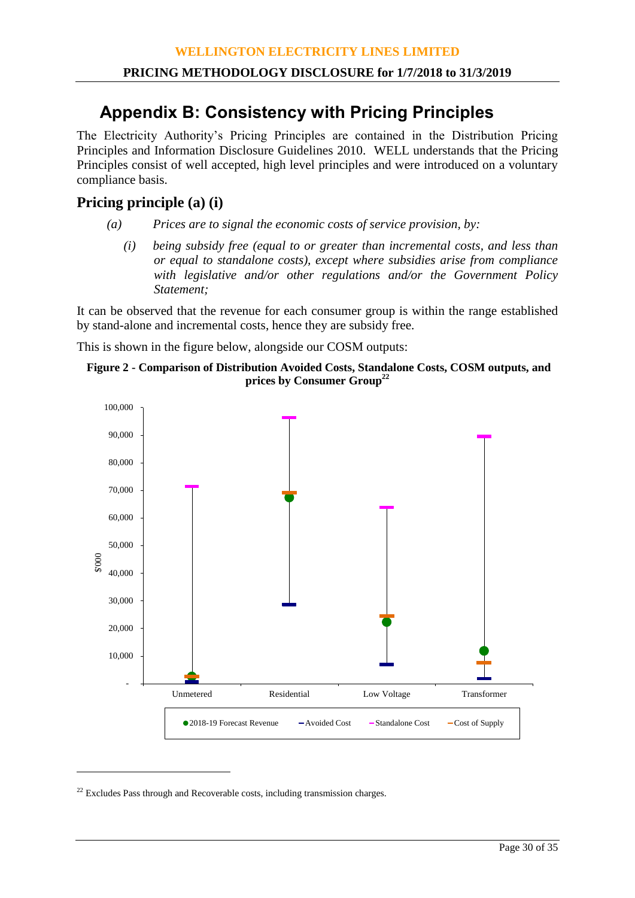# Appendix B: Consistency with Pricing Principles

The Electricity Authority's Pricing Principles are contained in the Distribution Pricing Principles and Information Disclosure Guidelines 2010. WELL understands that the Pricing Principles consist of well accepted, high level principles and were introduced on a voluntary compliance basis.

## Pricing principle (a) (i)

*(a) Prices are to signal the economic costs of service provision, by:*

*(i) being subsidy free (equal to or greater than incremental costs, and less than or equal to standalone costs), except where subsidies arise from compliance with legislative and/or other regulations and/or the Government Policy Statement;*

It can be observed that the revenue for each consumer group is within the range established by stand-alone and incremental costs, hence they are subsidy free.

This is shown in the figure below, alongside our COSM outputs:

**Figure 2 - Comparison of Distribution Avoided Costs, Standalone Costs, COSM outputs, and prices by Consumer Group[22]**

[22] Excludes Pass through and Recoverable costs, including transmission charges.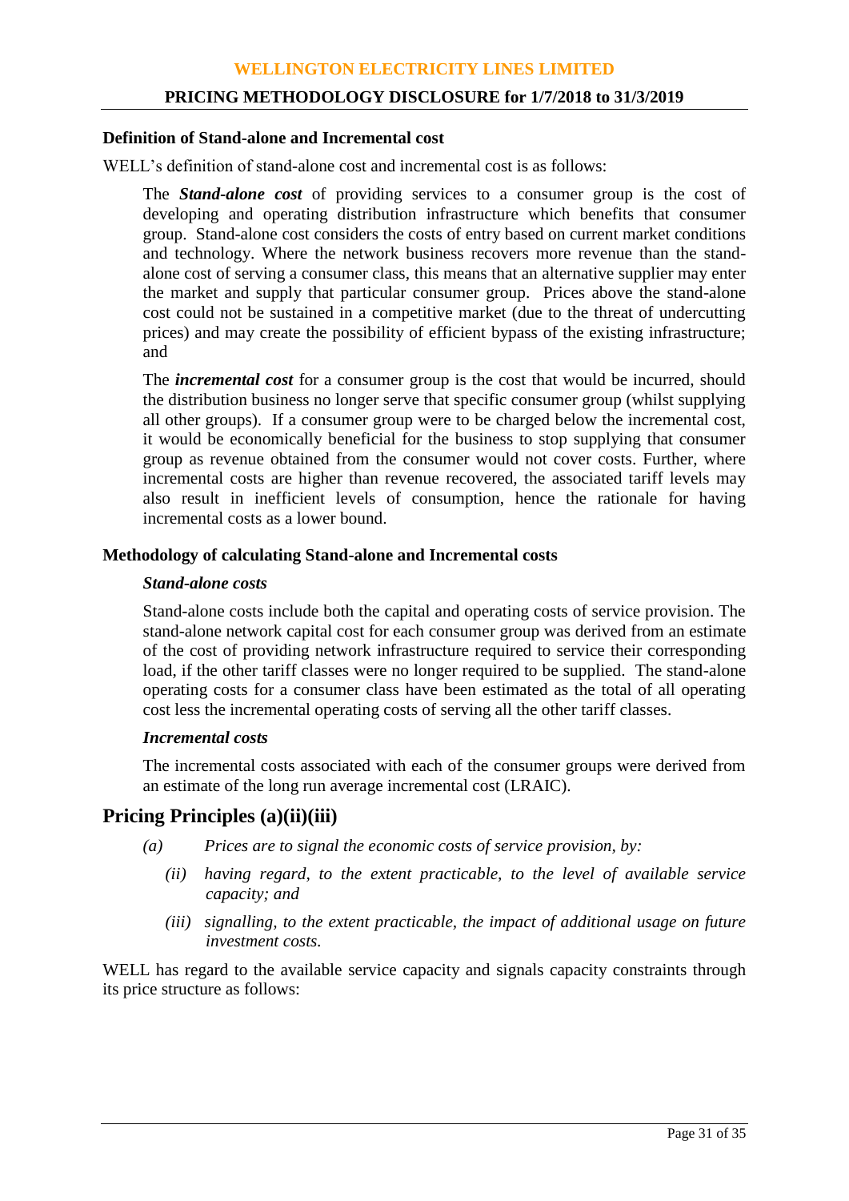### Definition of Stand-alone and Incremental cost

WELL's definition of stand-alone cost and incremental cost is as follows:

> The ***Stand-alone cost*** of providing services to a consumer group is the cost of developing and operating distribution infrastructure which benefits that consumer group. Stand-alone cost considers the costs of entry based on current market conditions and technology. Where the network business recovers more revenue than the stand-alone cost of serving a consumer class, this means that an alternative supplier may enter the market and supply that particular consumer group. Prices above the stand-alone cost could not be sustained in a competitive market (due to the threat of undercutting prices) and may create the possibility of efficient bypass of the existing infrastructure; and
>
> The ***incremental cost*** for a consumer group is the cost that would be incurred, should the distribution business no longer serve that specific consumer group (whilst supplying all other groups). If a consumer group were to be charged below the incremental cost, it would be economically beneficial for the business to stop supplying that consumer group as revenue obtained from the consumer would not cover costs. Further, where incremental costs are higher than revenue recovered, the associated tariff levels may also result in inefficient levels of consumption, hence the rationale for having incremental costs as a lower bound.

### Methodology of calculating Stand-alone and Incremental costs

#### *Stand-alone costs*

Stand-alone costs include both the capital and operating costs of service provision. The stand-alone network capital cost for each consumer group was derived from an estimate of the cost of providing network infrastructure required to service their corresponding load, if the other tariff classes were no longer required to be supplied. The stand-alone operating costs for a consumer class have been estimated as the total of all operating cost less the incremental operating costs of serving all the other tariff classes.

#### *Incremental costs*

The incremental costs associated with each of the consumer groups were derived from an estimate of the long run average incremental cost (LRAIC).

## Pricing Principles (a)(ii)(iii)

*(a) Prices are to signal the economic costs of service provision, by:*

*(ii) having regard, to the extent practicable, to the level of available service capacity; and*

*(iii) signalling, to the extent practicable, the impact of additional usage on future investment costs.*

WELL has regard to the available service capacity and signals capacity constraints through its price structure as follows: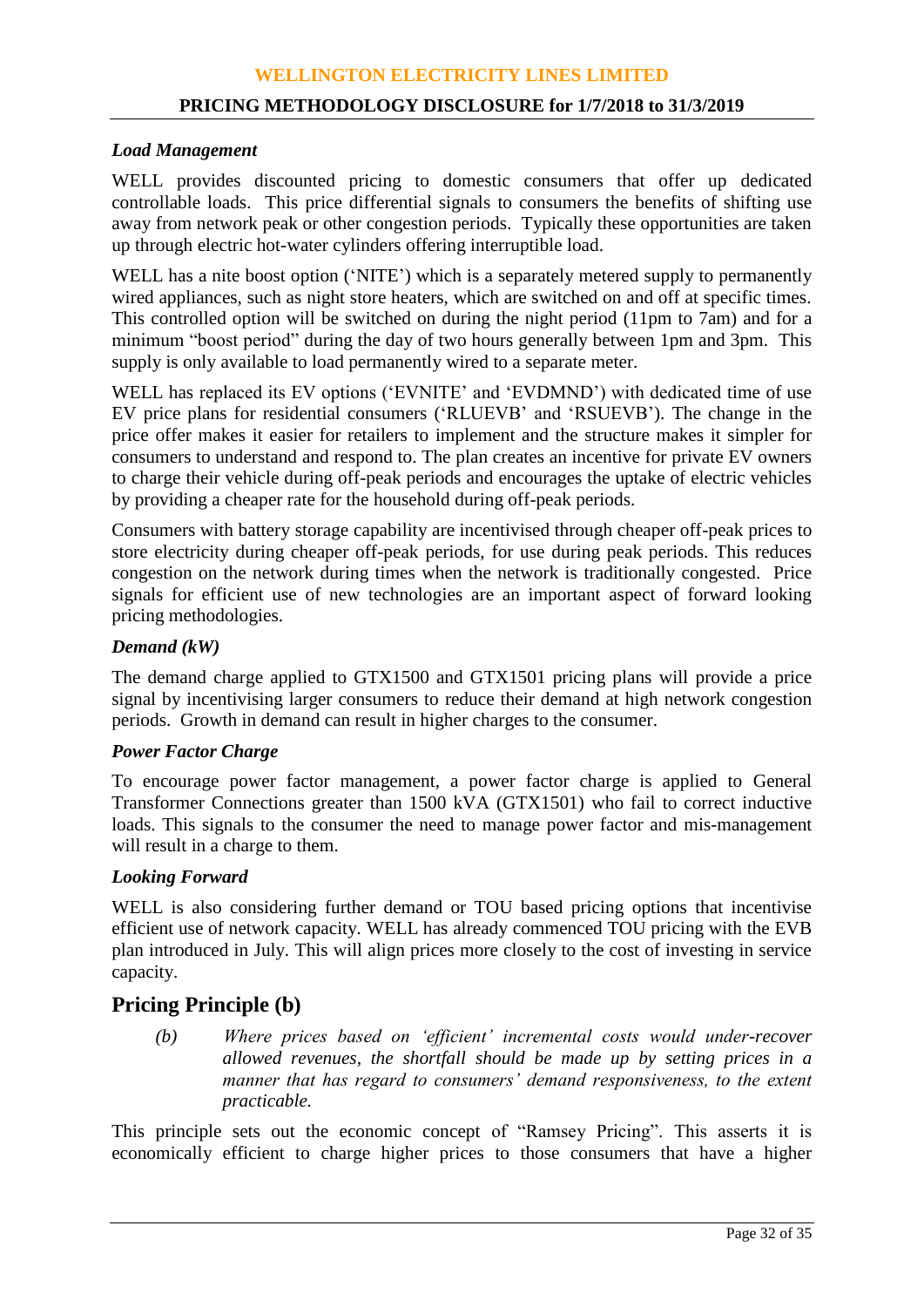### *Load Management*

WELL provides discounted pricing to domestic consumers that offer up dedicated controllable loads. This price differential signals to consumers the benefits of shifting use away from network peak or other congestion periods. Typically these opportunities are taken up through electric hot-water cylinders offering interruptible load.

WELL has a nite boost option ('NITE') which is a separately metered supply to permanently wired appliances, such as night store heaters, which are switched on and off at specific times. This controlled option will be switched on during the night period (11pm to 7am) and for a minimum "boost period" during the day of two hours generally between 1pm and 3pm. This supply is only available to load permanently wired to a separate meter.

WELL has replaced its EV options ('EVNITE' and 'EVDMND') with dedicated time of use EV price plans for residential consumers ('RLUEVB' and 'RSUEVB'). The change in the price offer makes it easier for retailers to implement and the structure makes it simpler for consumers to understand and respond to. The plan creates an incentive for private EV owners to charge their vehicle during off-peak periods and encourages the uptake of electric vehicles by providing a cheaper rate for the household during off-peak periods.

Consumers with battery storage capability are incentivised through cheaper off-peak prices to store electricity during cheaper off-peak periods, for use during peak periods. This reduces congestion on the network during times when the network is traditionally congested. Price signals for efficient use of new technologies are an important aspect of forward looking pricing methodologies.

### *Demand (kW)*

The demand charge applied to GTX1500 and GTX1501 pricing plans will provide a price signal by incentivising larger consumers to reduce their demand at high network congestion periods. Growth in demand can result in higher charges to the consumer.

### *Power Factor Charge*

To encourage power factor management, a power factor charge is applied to General Transformer Connections greater than 1500 kVA (GTX1501) who fail to correct inductive loads. This signals to the consumer the need to manage power factor and mis-management will result in a charge to them.

### *Looking Forward*

WELL is also considering further demand or TOU based pricing options that incentivise efficient use of network capacity. WELL has already commenced TOU pricing with the EVB plan introduced in July. This will align prices more closely to the cost of investing in service capacity.

## Pricing Principle (b)

> (b) *Where prices based on 'efficient' incremental costs would under-recover allowed revenues, the shortfall should be made up by setting prices in a manner that has regard to consumers' demand responsiveness, to the extent practicable.*

This principle sets out the economic concept of "Ramsey Pricing". This asserts it is economically efficient to charge higher prices to those consumers that have a higher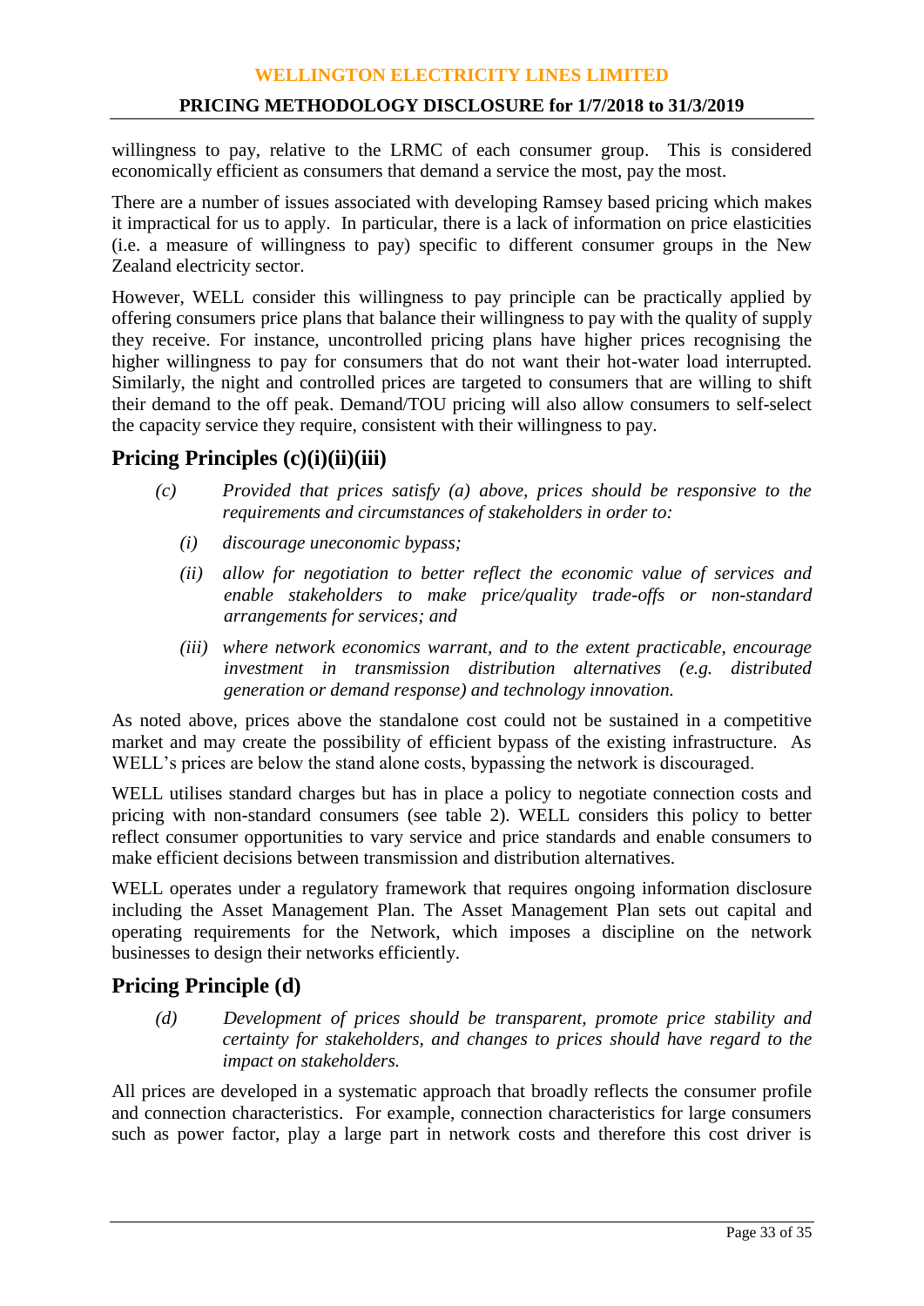willingness to pay, relative to the LRMC of each consumer group. This is considered economically efficient as consumers that demand a service the most, pay the most.

There are a number of issues associated with developing Ramsey based pricing which makes it impractical for us to apply. In particular, there is a lack of information on price elasticities (i.e. a measure of willingness to pay) specific to different consumer groups in the New Zealand electricity sector.

However, WELL consider this willingness to pay principle can be practically applied by offering consumers price plans that balance their willingness to pay with the quality of supply they receive. For instance, uncontrolled pricing plans have higher prices recognising the higher willingness to pay for consumers that do not want their hot-water load interrupted. Similarly, the night and controlled prices are targeted to consumers that are willing to shift their demand to the off peak. Demand/TOU pricing will also allow consumers to self-select the capacity service they require, consistent with their willingness to pay.

## Pricing Principles (c)(i)(ii)(iii)

> *(c) Provided that prices satisfy (a) above, prices should be responsive to the requirements and circumstances of stakeholders in order to:*
>
> *(i) discourage uneconomic bypass;*
>
> *(ii) allow for negotiation to better reflect the economic value of services and enable stakeholders to make price/quality trade-offs or non-standard arrangements for services; and*
>
> *(iii) where network economics warrant, and to the extent practicable, encourage investment in transmission distribution alternatives (e.g. distributed generation or demand response) and technology innovation.*

As noted above, prices above the standalone cost could not be sustained in a competitive market and may create the possibility of efficient bypass of the existing infrastructure. As WELL's prices are below the stand alone costs, bypassing the network is discouraged.

WELL utilises standard charges but has in place a policy to negotiate connection costs and pricing with non-standard consumers (see table 2). WELL considers this policy to better reflect consumer opportunities to vary service and price standards and enable consumers to make efficient decisions between transmission and distribution alternatives.

WELL operates under a regulatory framework that requires ongoing information disclosure including the Asset Management Plan. The Asset Management Plan sets out capital and operating requirements for the Network, which imposes a discipline on the network businesses to design their networks efficiently.

## Pricing Principle (d)

> *(d) Development of prices should be transparent, promote price stability and certainty for stakeholders, and changes to prices should have regard to the impact on stakeholders.*

All prices are developed in a systematic approach that broadly reflects the consumer profile and connection characteristics. For example, connection characteristics for large consumers such as power factor, play a large part in network costs and therefore this cost driver is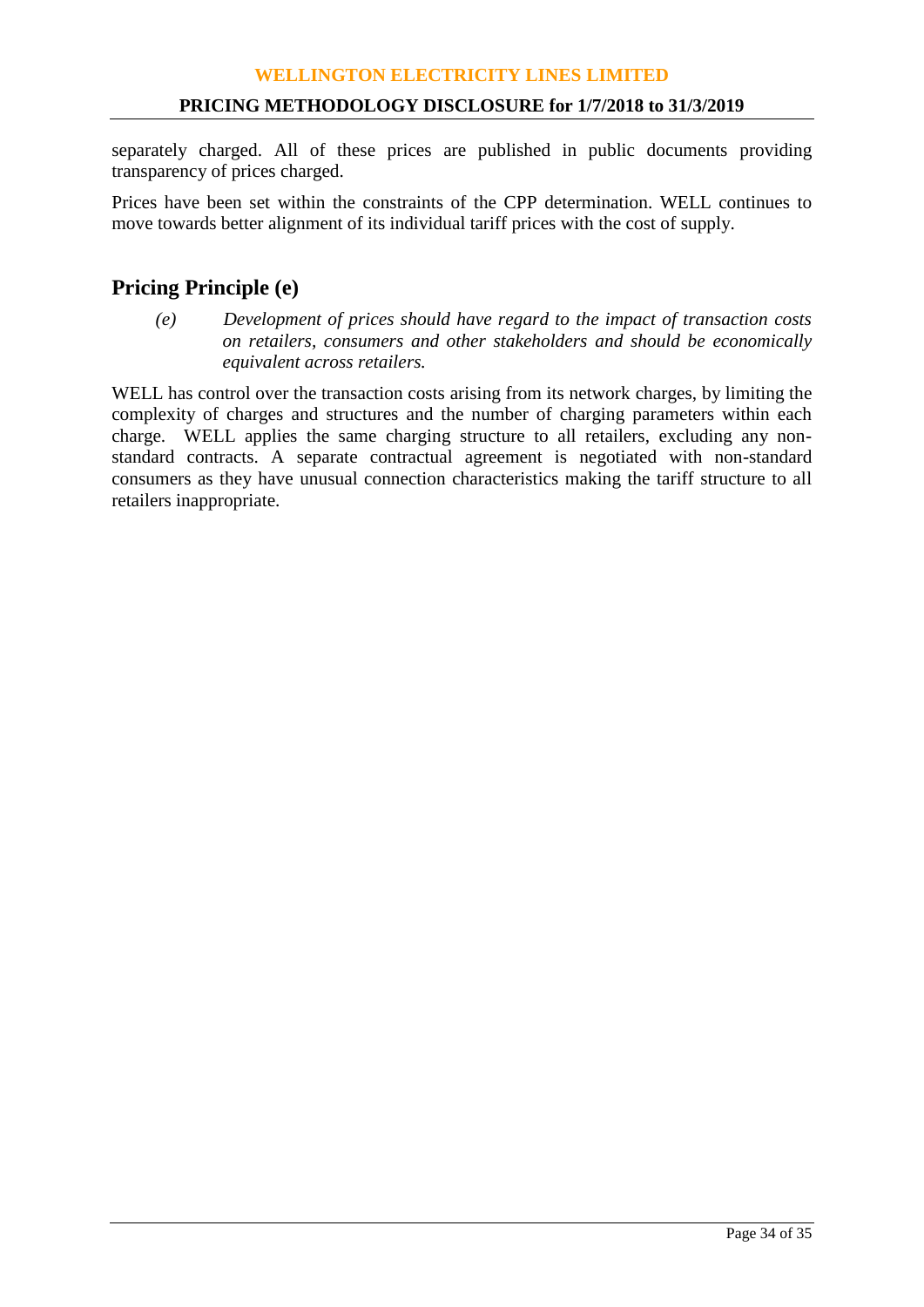separately charged. All of these prices are published in public documents providing transparency of prices charged.

Prices have been set within the constraints of the CPP determination. WELL continues to move towards better alignment of its individual tariff prices with the cost of supply.

## Pricing Principle (e)

> *(e) Development of prices should have regard to the impact of transaction costs on retailers, consumers and other stakeholders and should be economically equivalent across retailers.*

WELL has control over the transaction costs arising from its network charges, by limiting the complexity of charges and structures and the number of charging parameters within each charge. WELL applies the same charging structure to all retailers, excluding any non-standard contracts. A separate contractual agreement is negotiated with non-standard consumers as they have unusual connection characteristics making the tariff structure to all retailers inappropriate.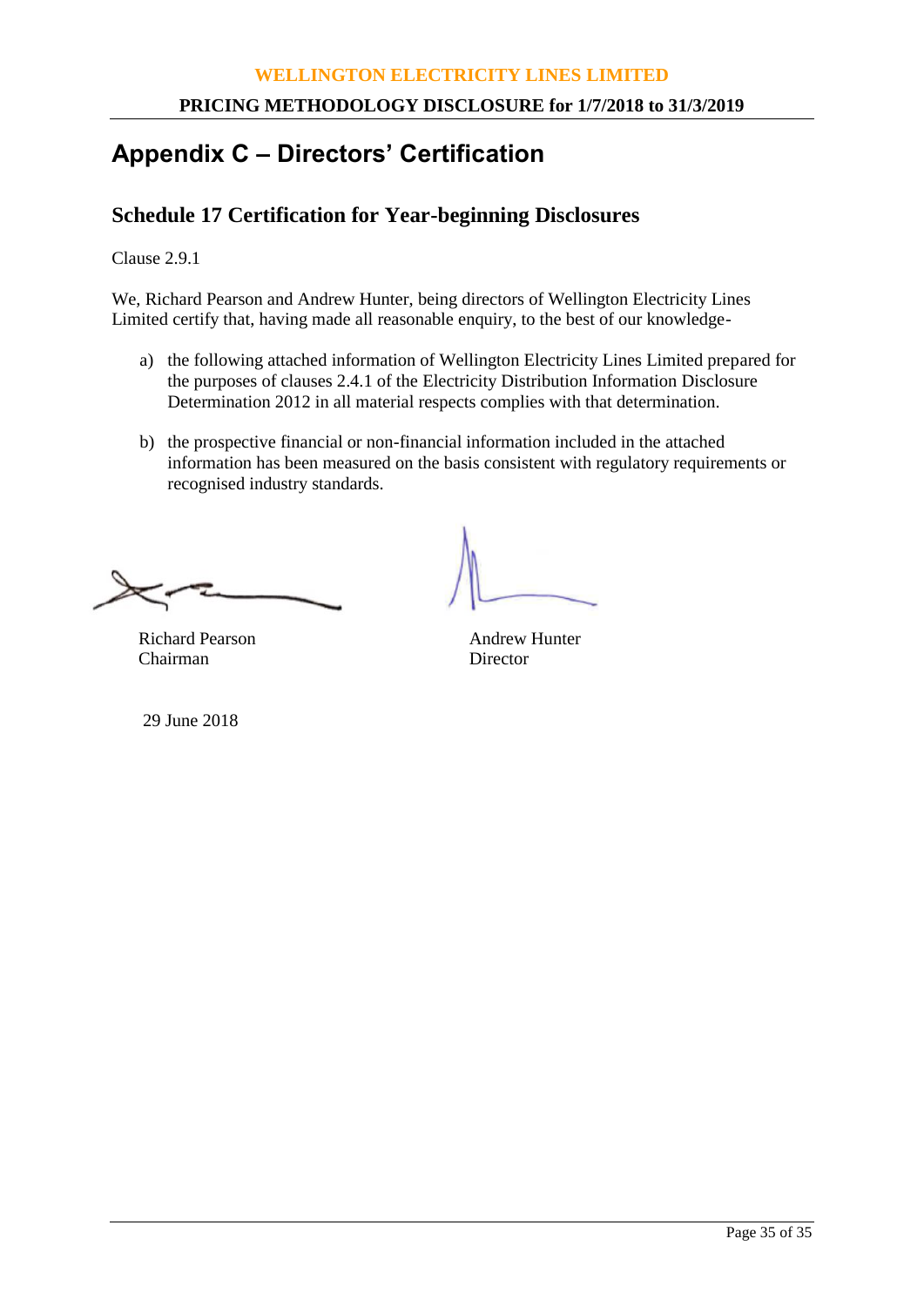# Appendix C – Directors' Certification

## Schedule 17 Certification for Year-beginning Disclosures

Clause 2.9.1

We, Richard Pearson and Andrew Hunter, being directors of Wellington Electricity Lines Limited certify that, having made all reasonable enquiry, to the best of our knowledge-

a) the following attached information of Wellington Electricity Lines Limited prepared for the purposes of clauses 2.4.1 of the Electricity Distribution Information Disclosure Determination 2012 in all material respects complies with that determination.

b) the prospective financial or non-financial information included in the attached information has been measured on the basis consistent with regulatory requirements or recognised industry standards.

Richard Pearson
Chairman

Andrew Hunter
Director

29 June 2018